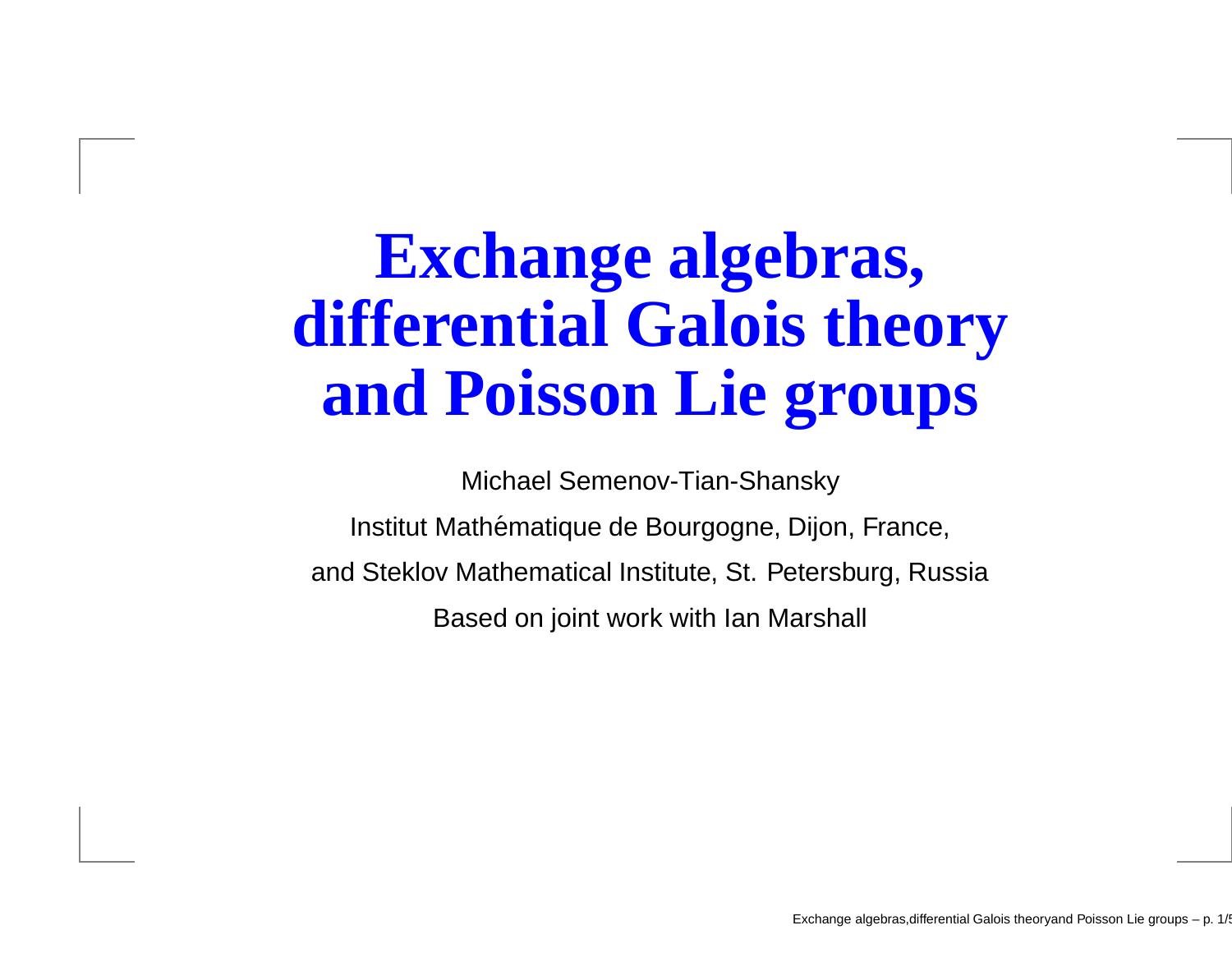# Exchange algebras, differential Galois theory and Poisson Lie groups

Michael Semenov-Tian-Shansky

Institut Mathématique de Bourgogne, Dijon, France,

and Steklov Mathematical Institute, St. Petersburg, Russia

Based on joint work with Ian Marshall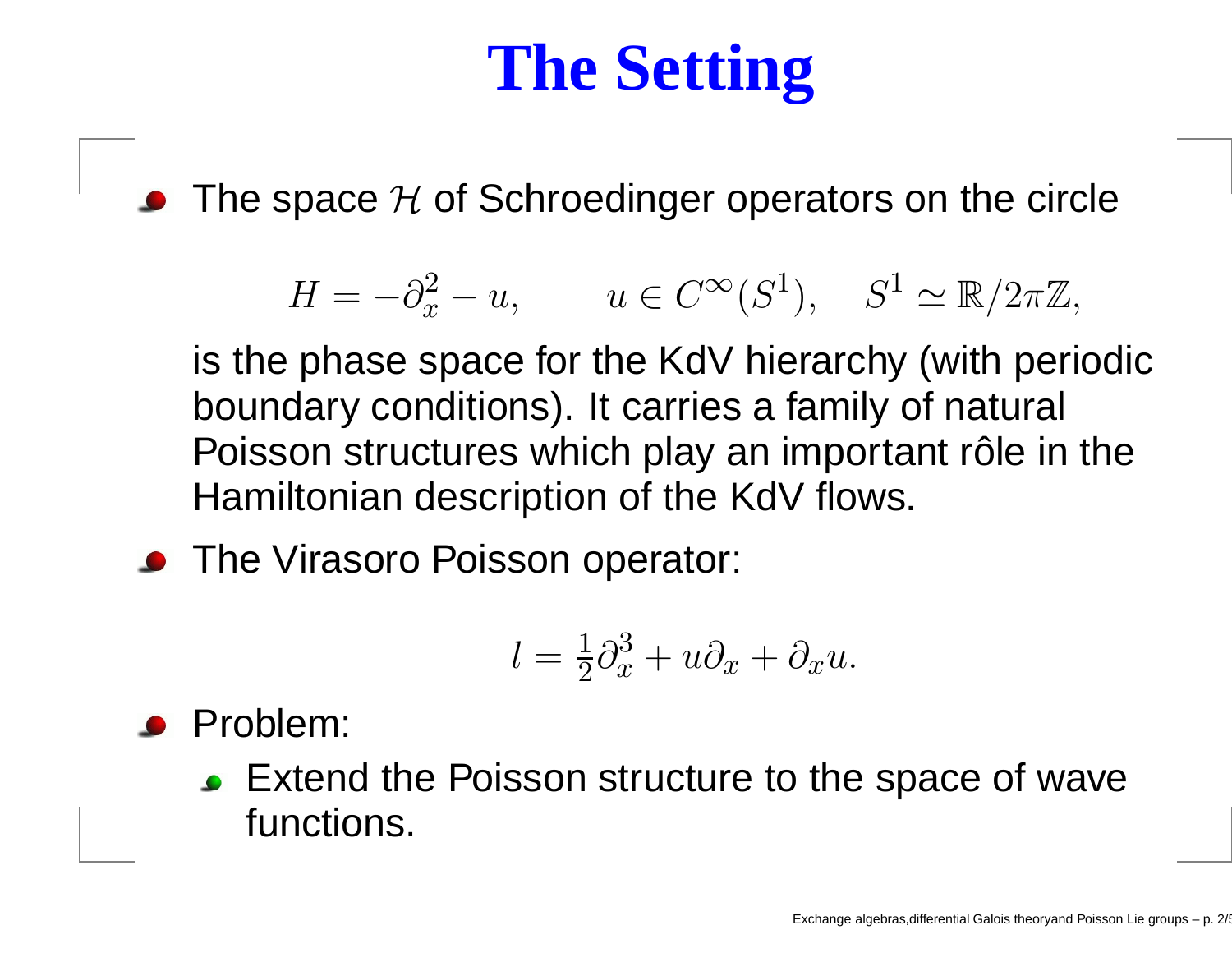# The Setting

- The space $\mathcal{H}$ of Schroedinger operators on the circle

$$H = -\partial_x^2 - u, \qquad u \in C^\infty(S^1), \quad S^1 \simeq \mathbb{R}/2\pi\mathbb{Z},$$

  is the phase space for the KdV hierarchy (with periodic boundary conditions). It carries a family of natural Poisson structures which play an important rôle in the Hamiltonian description of the KdV flows.

- The Virasoro Poisson operator:

$$l = \tfrac{1}{2}\partial_x^3 + u\partial_x + \partial_x u.$$

- Problem:
  - Extend the Poisson structure to the space of wave functions.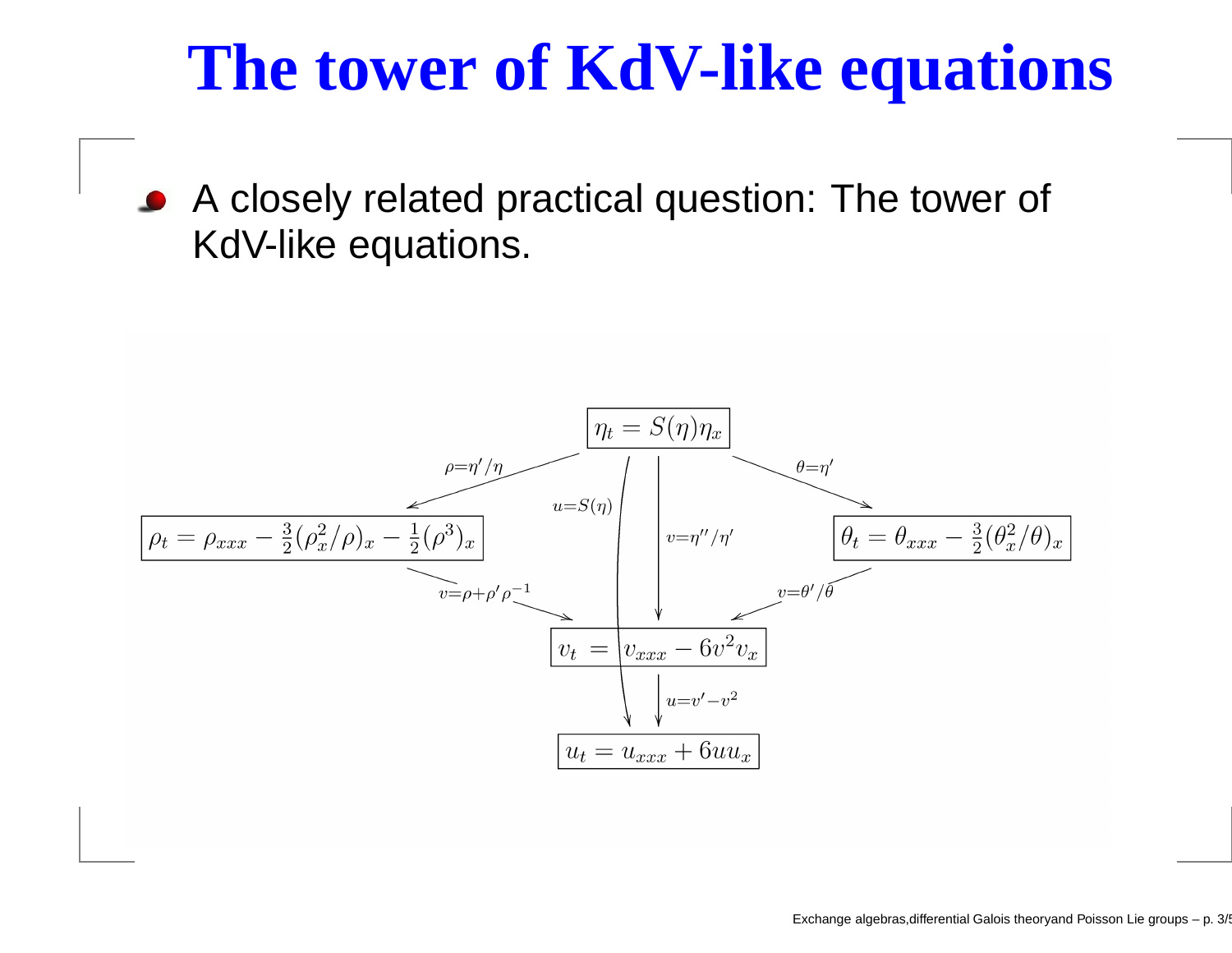# The tower of KdV-like equations

- A closely related practical question: The tower of KdV-like equations.

$\eta_t = S(\eta)\eta_x$

$\rho=\eta'/\eta$

$\theta=\eta'$

$u=S(\eta)$

$v=\eta''/\eta'$

$\rho_t = \rho_{xxx} - \frac{3}{2}(\rho_x^2/\rho)_x - \frac{1}{2}(\rho^3)_x$

$\theta_t = \theta_{xxx} - \frac{3}{2}(\theta_x^2/\theta)_x$

$v=\rho+\rho'\rho^{-1}$

$v=\theta'/\theta$

$v_t = v_{xxx} - 6v^2 v_x$

$u=v'-v^2$

$u_t = u_{xxx} + 6uu_x$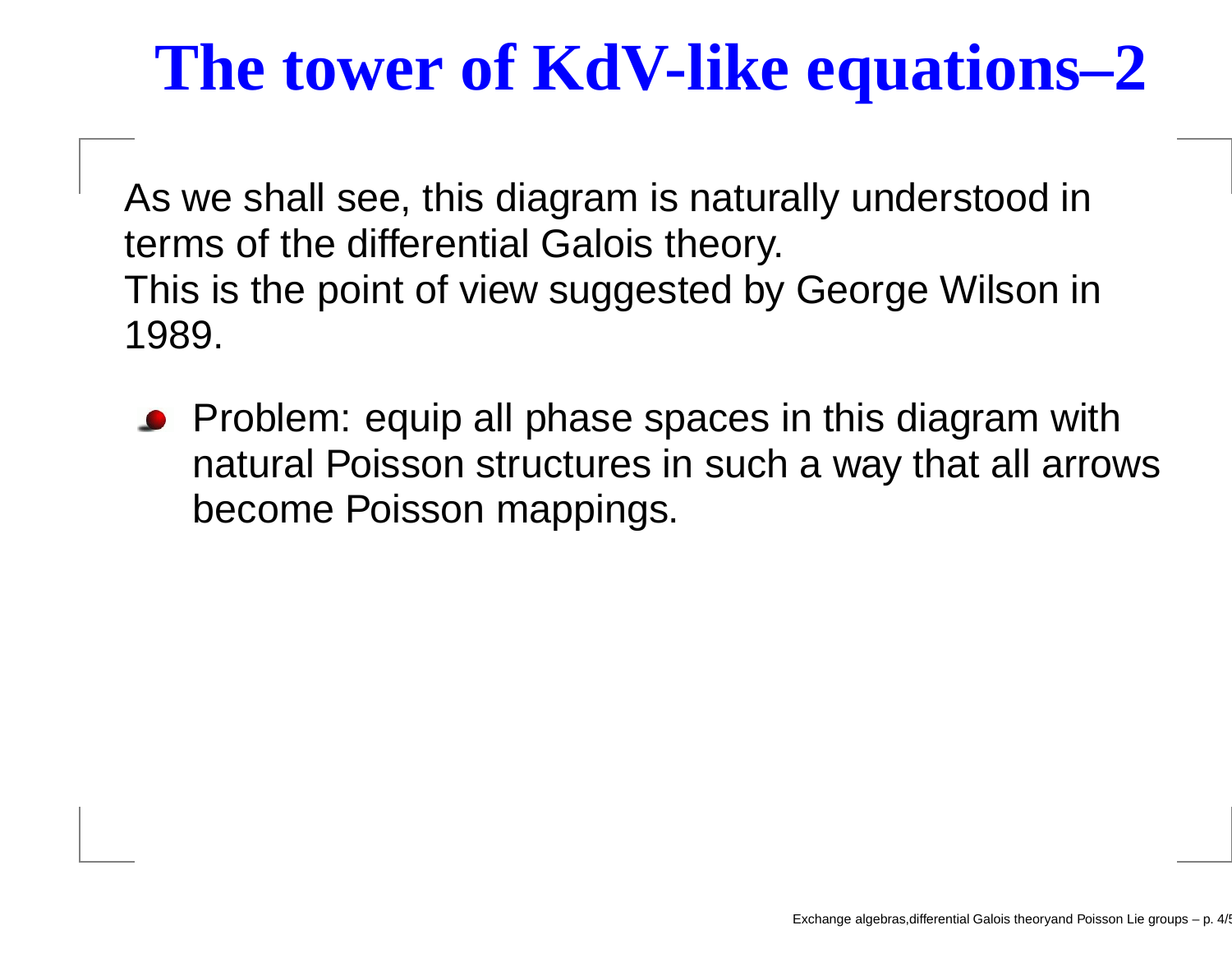# The tower of KdV-like equations–2

As we shall see, this diagram is naturally understood in terms of the differential Galois theory.
This is the point of view suggested by George Wilson in 1989.

- Problem: equip all phase spaces in this diagram with natural Poisson structures in such a way that all arrows become Poisson mappings.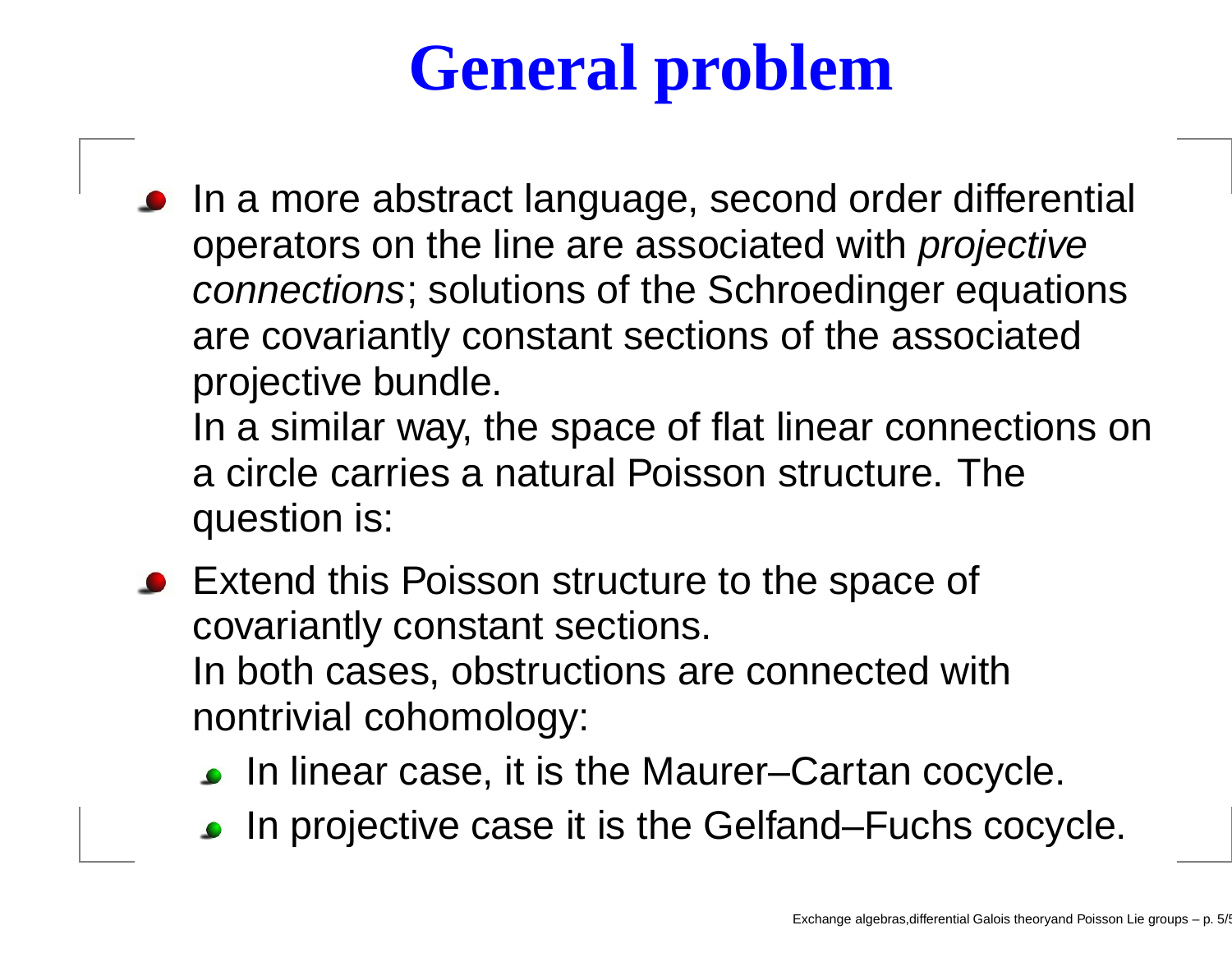# General problem

- In a more abstract language, second order differential operators on the line are associated with *projective connections*; solutions of the Schroedinger equations are covariantly constant sections of the associated projective bundle.
  In a similar way, the space of flat linear connections on a circle carries a natural Poisson structure. The question is:
- Extend this Poisson structure to the space of covariantly constant sections.
  In both cases, obstructions are connected with nontrivial cohomology:
  - In linear case, it is the Maurer–Cartan cocycle.
  - In projective case it is the Gelfand–Fuchs cocycle.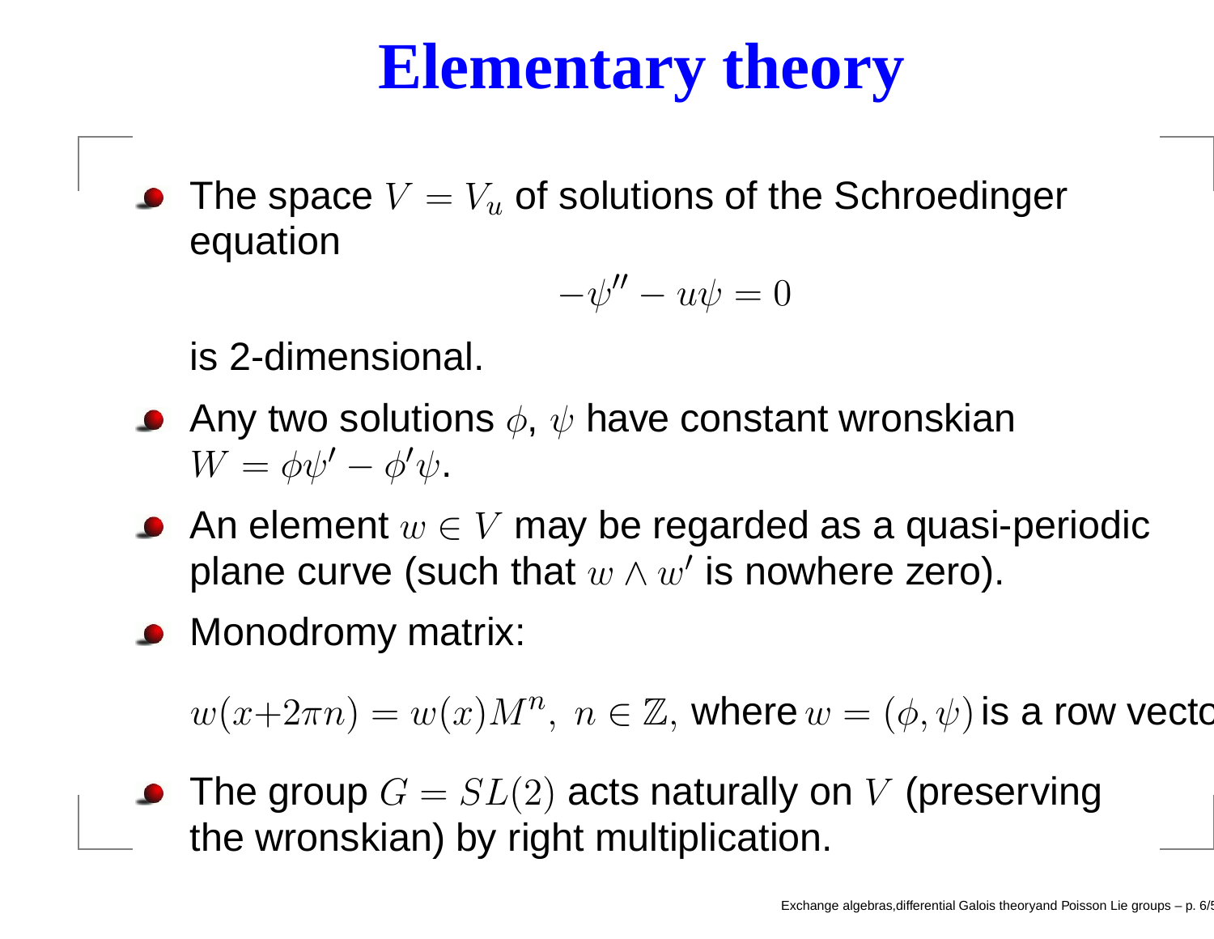# Elementary theory

- The space $V = V_u$ of solutions of the Schroedinger equation

$$-\psi'' - u\psi = 0$$

  is 2-dimensional.

- Any two solutions $\phi$, $\psi$ have constant wronskian $W = \phi\psi' - \phi'\psi$.

- An element $w \in V$ may be regarded as a quasi-periodic plane curve (such that $w \wedge w'$ is nowhere zero).

- Monodromy matrix:

  $w(x+2\pi n) = w(x)M^n, \ n \in \mathbb{Z},$ where $w = (\phi, \psi)$ is a row vecto

- The group $G = SL(2)$ acts naturally on $V$ (preserving the wronskian) by right multiplication.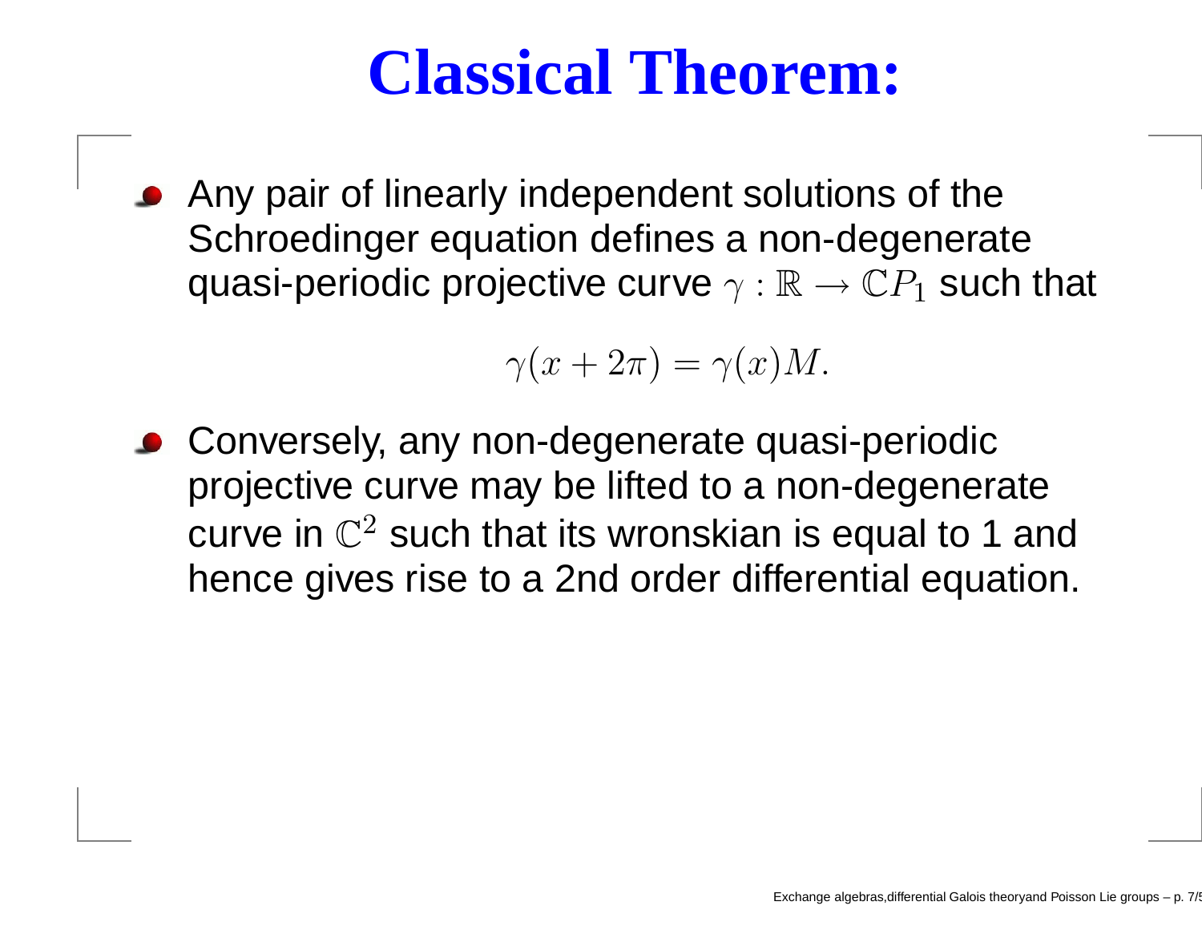# Classical Theorem:

- Any pair of linearly independent solutions of the Schroedinger equation defines a non-degenerate quasi-periodic projective curve $\gamma : \mathbb{R} \to \mathbb{C}P_1$ such that

$$\gamma(x + 2\pi) = \gamma(x)M.$$

- Conversely, any non-degenerate quasi-periodic projective curve may be lifted to a non-degenerate curve in $\mathbb{C}^2$ such that its wronskian is equal to 1 and hence gives rise to a 2nd order differential equation.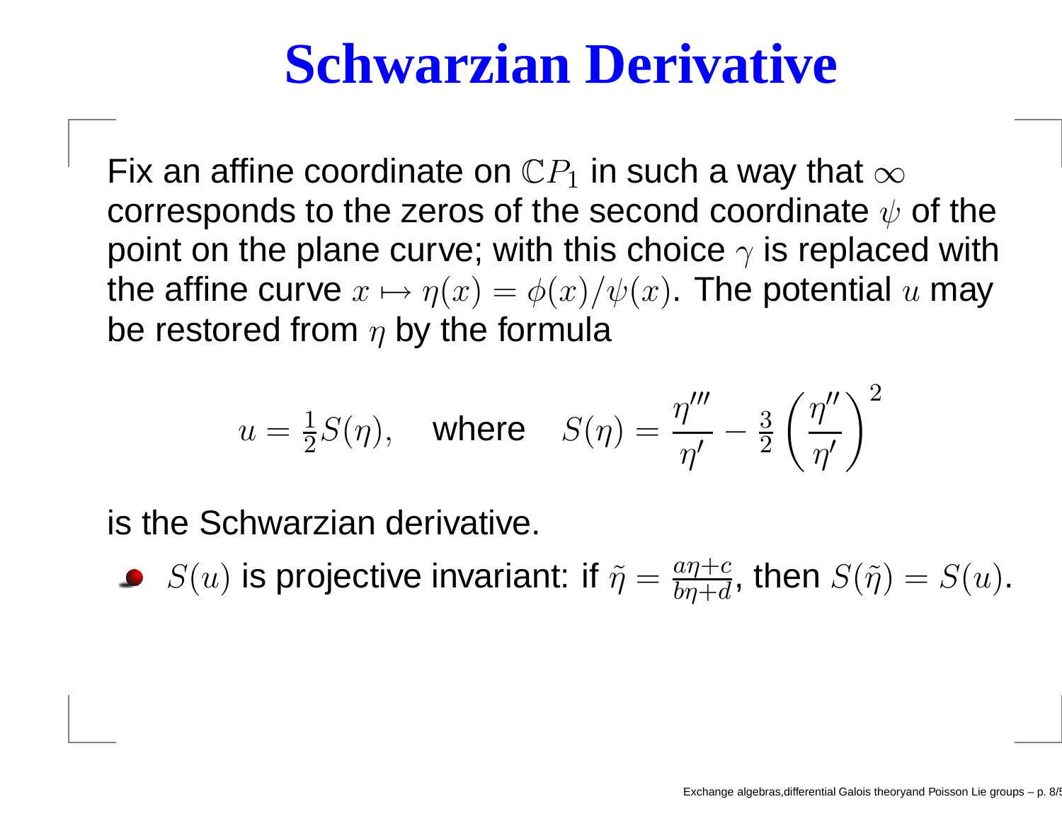# Schwarzian Derivative

Fix an affine coordinate on $\mathbb{C}P_1$ in such a way that $\infty$ corresponds to the zeros of the second coordinate $\psi$ of the point on the plane curve; with this choice $\gamma$ is replaced with the affine curve $x \mapsto \eta(x) = \phi(x)/\psi(x)$. The potential $u$ may be restored from $\eta$ by the formula

$$u = \tfrac{1}{2}S(\eta), \quad \text{where} \quad S(\eta) = \frac{\eta'''}{\eta'} - \tfrac{3}{2}\left(\frac{\eta''}{\eta'}\right)^2$$

is the Schwarzian derivative.

- $S(u)$ is projective invariant: if $\tilde{\eta} = \frac{a\eta+c}{b\eta+d}$, then $S(\tilde{\eta}) = S(u)$.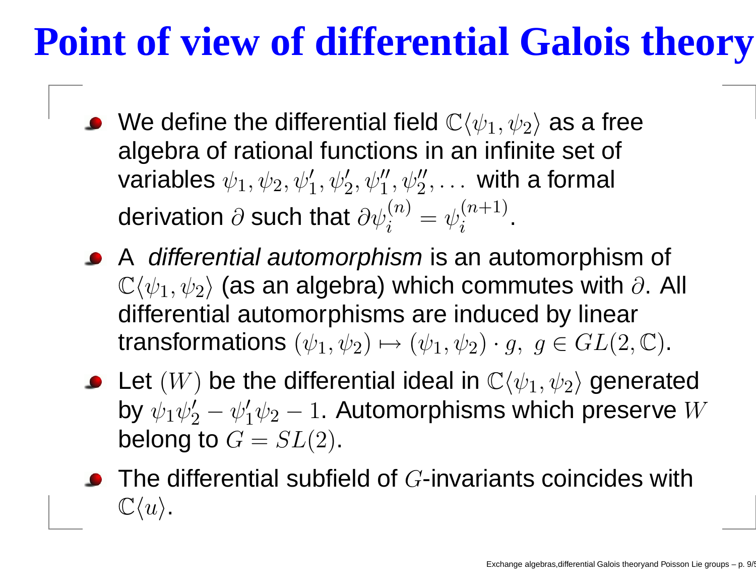# Point of view of differential Galois theory

- We define the differential field $\mathbb{C}\langle\psi_1, \psi_2\rangle$ as a free algebra of rational functions in an infinite set of variables $\psi_1, \psi_2, \psi_1', \psi_2', \psi_1'', \psi_2'', \ldots$ with a formal derivation $\partial$ such that $\partial\psi_i^{(n)} = \psi_i^{(n+1)}$.
- A *differential automorphism* is an automorphism of $\mathbb{C}\langle\psi_1, \psi_2\rangle$ (as an algebra) which commutes with $\partial$. All differential automorphisms are induced by linear transformations $(\psi_1, \psi_2) \mapsto (\psi_1, \psi_2) \cdot g, \ g \in GL(2, \mathbb{C})$.
- Let $(W)$ be the differential ideal in $\mathbb{C}\langle\psi_1, \psi_2\rangle$ generated by $\psi_1\psi_2' - \psi_1'\psi_2 - 1$. Automorphisms which preserve $W$ belong to $G = SL(2)$.
- The differential subfield of $G$-invariants coincides with $\mathbb{C}\langle u\rangle$.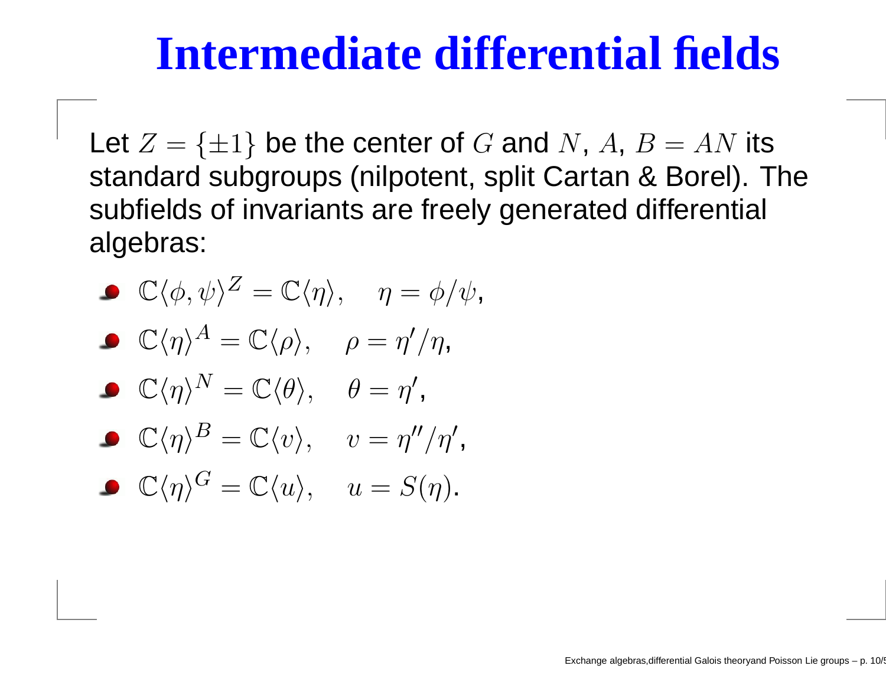# Intermediate differential fields

Let $Z = \{\pm 1\}$ be the center of $G$ and $N$, $A$, $B = AN$ its standard subgroups (nilpotent, split Cartan & Borel). The subfields of invariants are freely generated differential algebras:

- $\mathbb{C}\langle \phi, \psi \rangle^Z = \mathbb{C}\langle \eta \rangle, \quad \eta = \phi/\psi$,
- $\mathbb{C}\langle \eta \rangle^A = \mathbb{C}\langle \rho \rangle, \quad \rho = \eta'/\eta$,
- $\mathbb{C}\langle \eta \rangle^N = \mathbb{C}\langle \theta \rangle, \quad \theta = \eta'$,
- $\mathbb{C}\langle \eta \rangle^B = \mathbb{C}\langle v \rangle, \quad v = \eta''/\eta'$,
- $\mathbb{C}\langle \eta \rangle^G = \mathbb{C}\langle u \rangle, \quad u = S(\eta)$.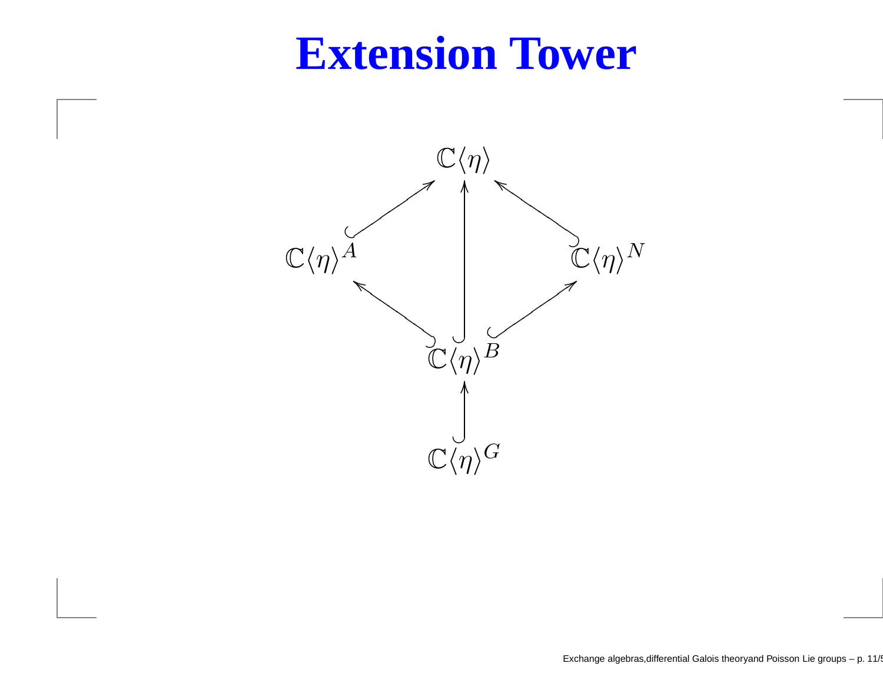# Extension Tower

$$
\begin{array}{ccccc}
 & & \mathbb{C}\langle\eta\rangle & & \\
 & \nearrow & \uparrow & \nwarrow & \\
\mathbb{C}\langle\eta\rangle^{A} & & & & \mathbb{C}\langle\eta\rangle^{N} \\
 & \nwarrow & \uparrow & \nearrow & \\
 & & \mathbb{C}\langle\eta\rangle^{B} & & \\
 & & \uparrow & & \\
 & & \mathbb{C}\langle\eta\rangle^{G} & &
\end{array}
$$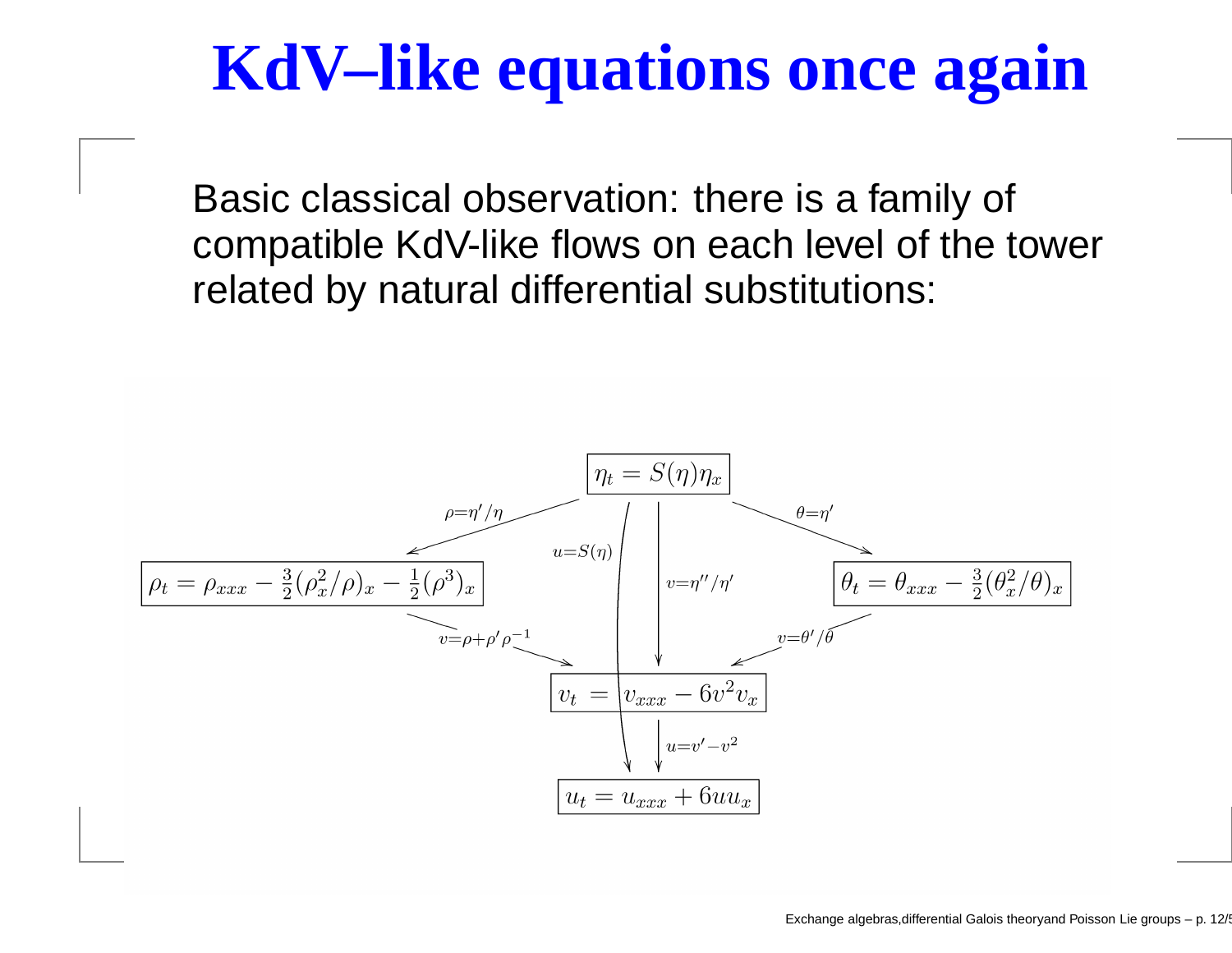# KdV–like equations once again

Basic classical observation: there is a family of compatible KdV-like flows on each level of the tower related by natural differential substitutions:

$$\eta_t = S(\eta)\eta_x$$

$\rho = \eta'/\eta$

$\theta = \eta'$

$u = S(\eta)$

$v = \eta''/\eta'$

$$\rho_t = \rho_{xxx} - \frac{3}{2}(\rho_x^2/\rho)_x - \frac{1}{2}(\rho^3)_x$$

$$\theta_t = \theta_{xxx} - \frac{3}{2}(\theta_x^2/\theta)_x$$

$v = \rho + \rho'\rho^{-1}$

$v = \theta'/\theta$

$$v_t = v_{xxx} - 6v^2 v_x$$

$u = v' - v^2$

$$u_t = u_{xxx} + 6uu_x$$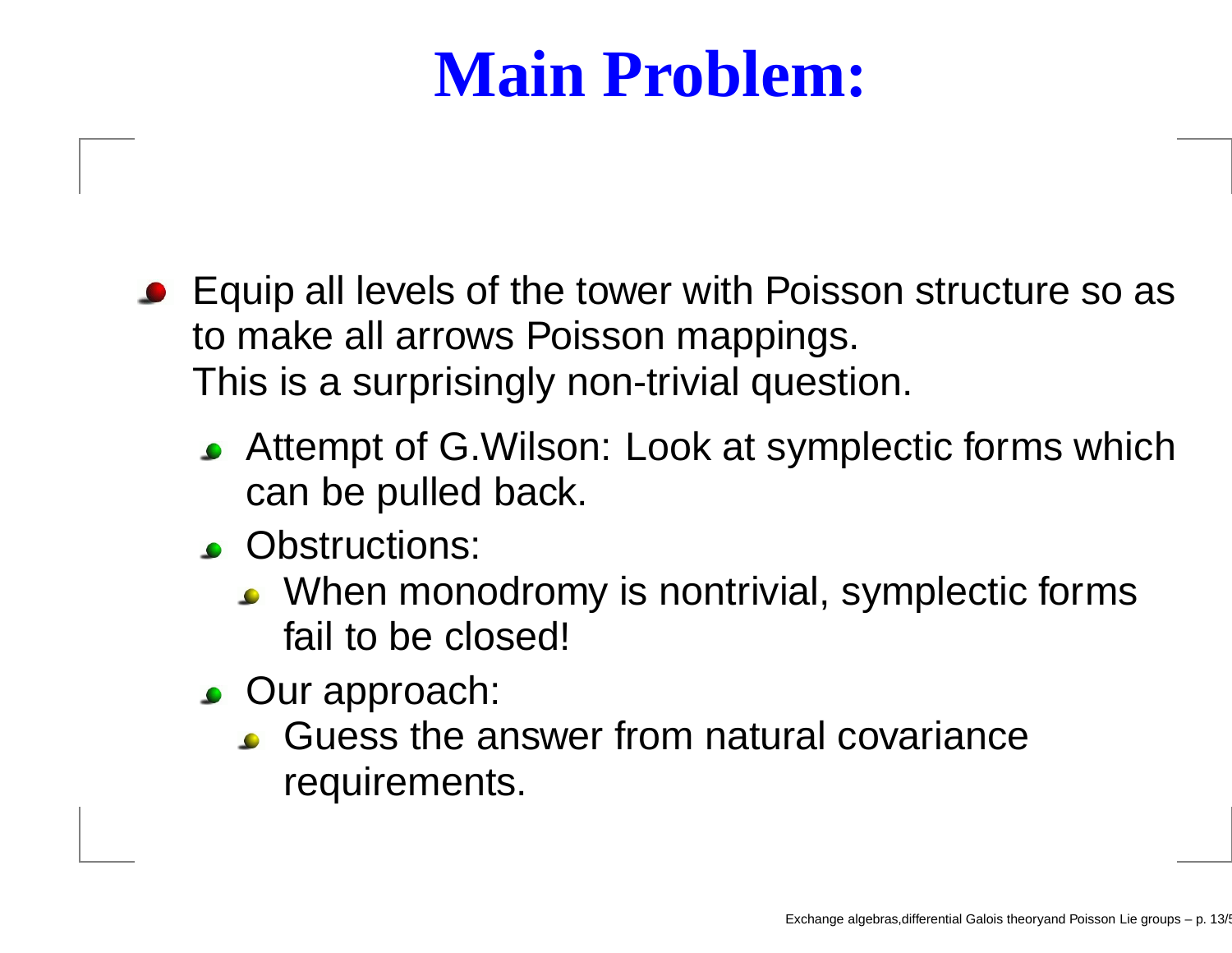# Main Problem:

- Equip all levels of the tower with Poisson structure so as to make all arrows Poisson mappings.
  This is a surprisingly non-trivial question.
  - Attempt of G.Wilson: Look at symplectic forms which can be pulled back.
  - Obstructions:
    - When monodromy is nontrivial, symplectic forms fail to be closed!
  - Our approach:
    - Guess the answer from natural covariance requirements.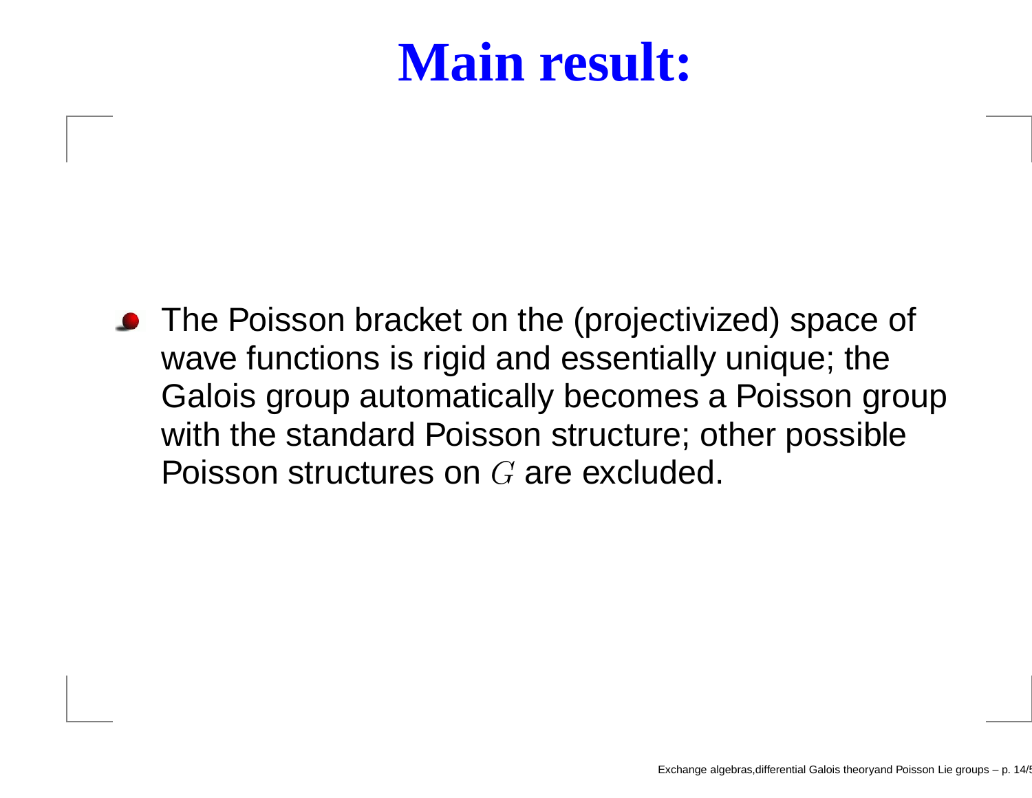# Main result:

- The Poisson bracket on the (projectivized) space of wave functions is rigid and essentially unique; the Galois group automatically becomes a Poisson group with the standard Poisson structure; other possible Poisson structures on $G$ are excluded.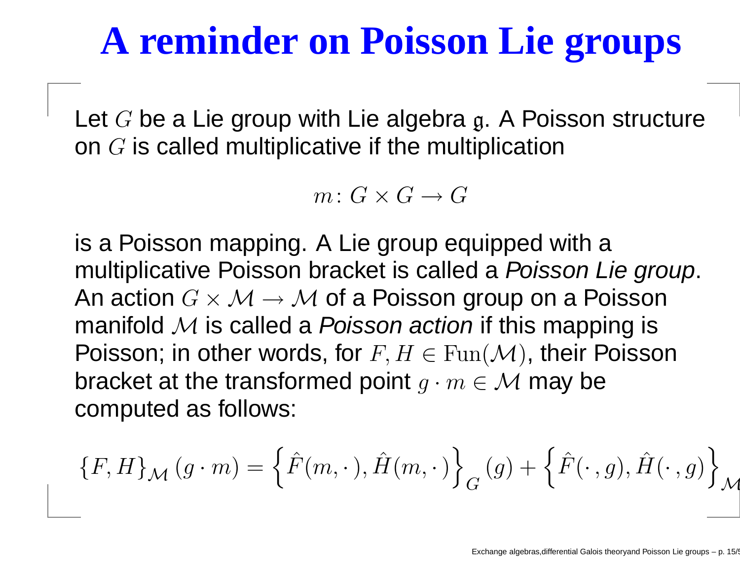# A reminder on Poisson Lie groups

Let $G$ be a Lie group with Lie algebra $\mathfrak{g}$. A Poisson structure on $G$ is called multiplicative if the multiplication

$$m\colon G \times G \to G$$

is a Poisson mapping. A Lie group equipped with a multiplicative Poisson bracket is called a *Poisson Lie group*. An action $G \times \mathcal{M} \to \mathcal{M}$ of a Poisson group on a Poisson manifold $\mathcal{M}$ is called a *Poisson action* if this mapping is Poisson; in other words, for $F, H \in \mathrm{Fun}(\mathcal{M})$, their Poisson bracket at the transformed point $g \cdot m \in \mathcal{M}$ may be computed as follows:

$$\{F, H\}_{\mathcal{M}} (g \cdot m) = \left\{ \hat{F}(m, \cdot\,), \hat{H}(m, \cdot\,) \right\}_G (g) + \left\{ \hat{F}(\cdot\,, g), \hat{H}(\cdot\,, g) \right\}_{\mathcal{M}}$$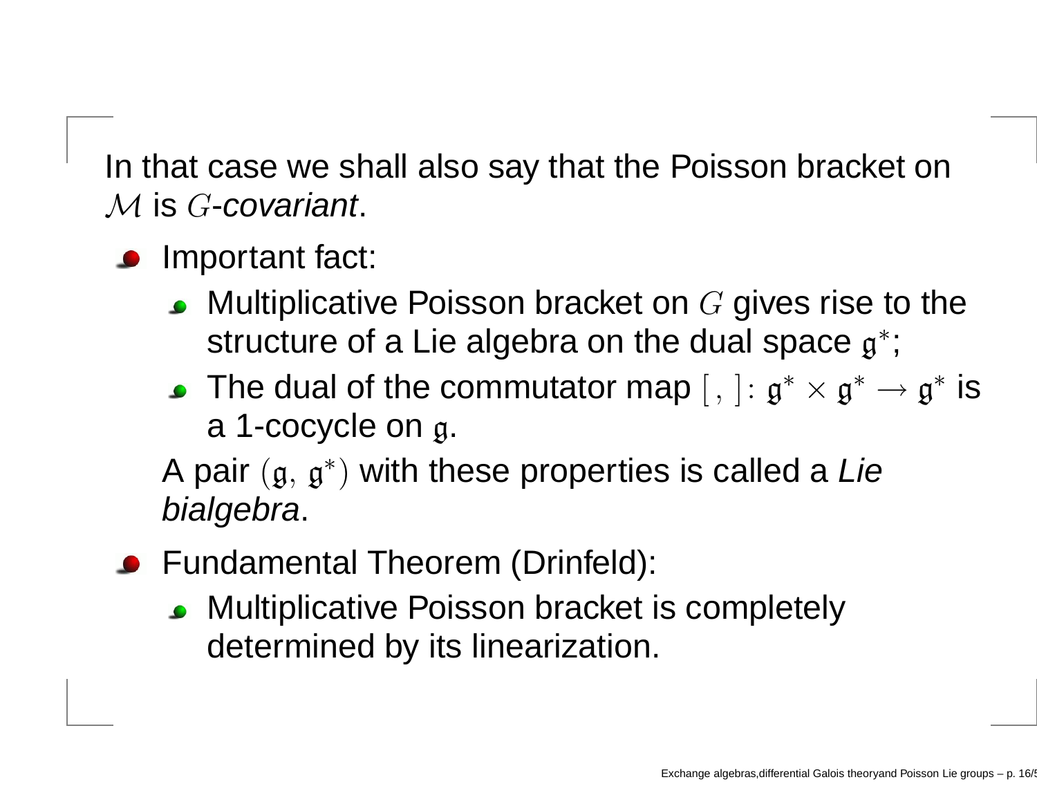In that case we shall also say that the Poisson bracket on $\mathcal{M}$ is *$G$-covariant*.

- Important fact:
  - Multiplicative Poisson bracket on $G$ gives rise to the structure of a Lie algebra on the dual space $\mathfrak{g}^*$;
  - The dual of the commutator map $[\,,\,]\colon \mathfrak{g}^* \times \mathfrak{g}^* \to \mathfrak{g}^*$ is a 1-cocycle on $\mathfrak{g}$.

  A pair $(\mathfrak{g},\, \mathfrak{g}^*)$ with these properties is called a *Lie bialgebra*.
- Fundamental Theorem (Drinfeld):
  - Multiplicative Poisson bracket is completely determined by its linearization.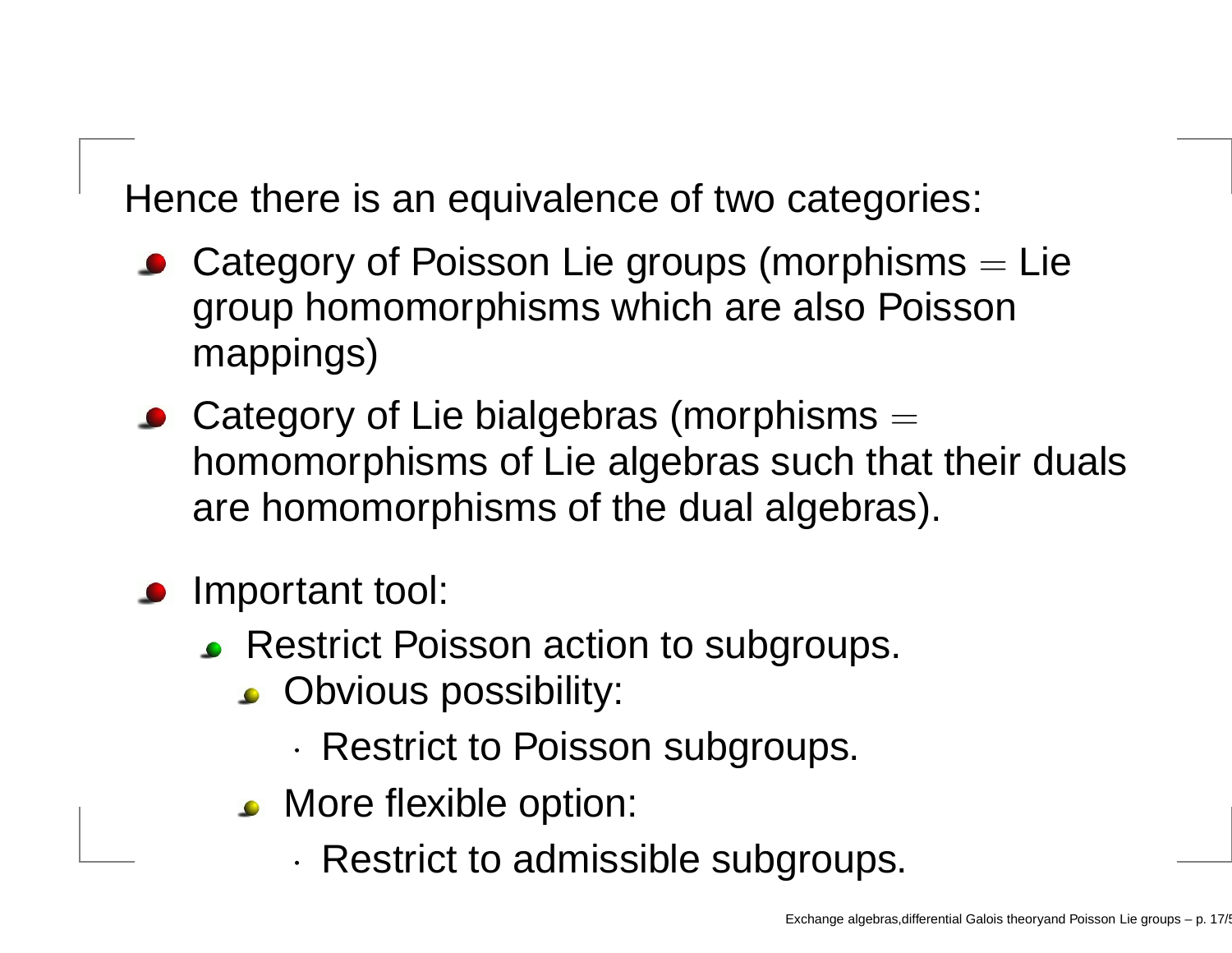Hence there is an equivalence of two categories:

- Category of Poisson Lie groups (morphisms $=$ Lie group homomorphisms which are also Poisson mappings)
- Category of Lie bialgebras (morphisms $=$ homomorphisms of Lie algebras such that their duals are homomorphisms of the dual algebras).

- Important tool:
  - Restrict Poisson action to subgroups.
    - Obvious possibility:
      - Restrict to Poisson subgroups.
    - More flexible option:
      - Restrict to admissible subgroups.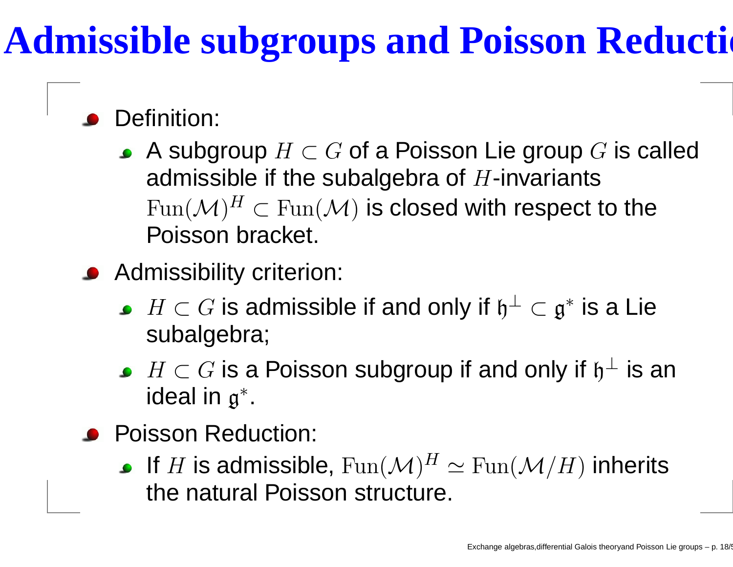# Admissible subgroups and Poisson Reducti

- Definition:
  - A subgroup $H \subset G$ of a Poisson Lie group $G$ is called admissible if the subalgebra of $H$-invariants $\mathrm{Fun}(\mathcal{M})^H \subset \mathrm{Fun}(\mathcal{M})$ is closed with respect to the Poisson bracket.
- Admissibility criterion:
  - $H \subset G$ is admissible if and only if $\mathfrak{h}^\perp \subset \mathfrak{g}^*$ is a Lie subalgebra;
  - $H \subset G$ is a Poisson subgroup if and only if $\mathfrak{h}^\perp$ is an ideal in $\mathfrak{g}^*$.
- Poisson Reduction:
  - If $H$ is admissible, $\mathrm{Fun}(\mathcal{M})^H \simeq \mathrm{Fun}(\mathcal{M}/H)$ inherits the natural Poisson structure.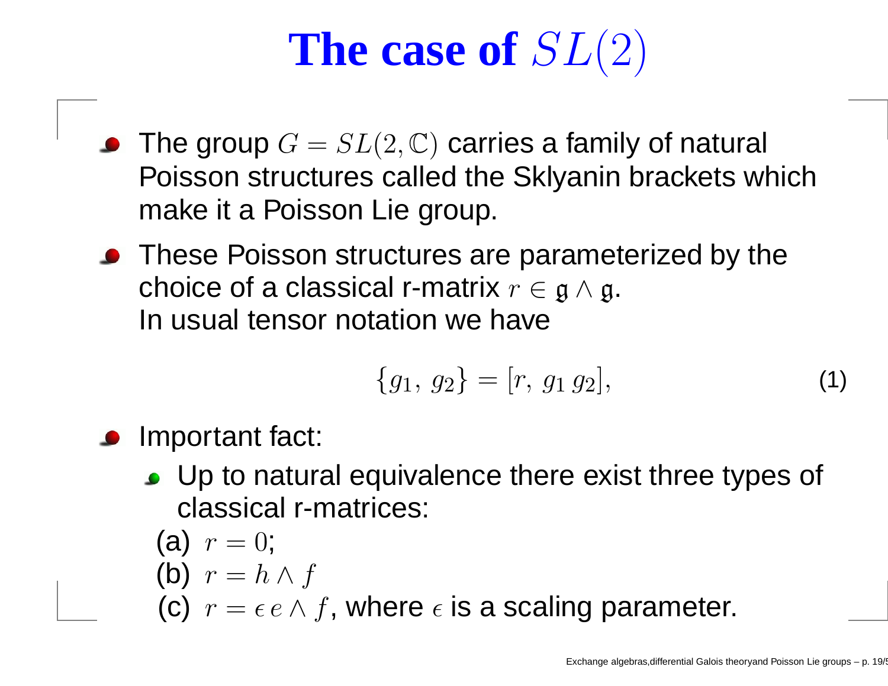# The case of $SL(2)$

- The group $G = SL(2, \mathbb{C})$ carries a family of natural Poisson structures called the Sklyanin brackets which make it a Poisson Lie group.
- These Poisson structures are parameterized by the choice of a classical r-matrix $r \in \mathfrak{g} \wedge \mathfrak{g}$.
  In usual tensor notation we have

$$\{g_1,\, g_2\} = [r,\, g_1\, g_2], \qquad (1)$$

- Important fact:
  - Up to natural equivalence there exist three types of classical r-matrices:

    (a) $r = 0$;
    (b) $r = h \wedge f$
    (c) $r = \epsilon\, e \wedge f$, where $\epsilon$ is a scaling parameter.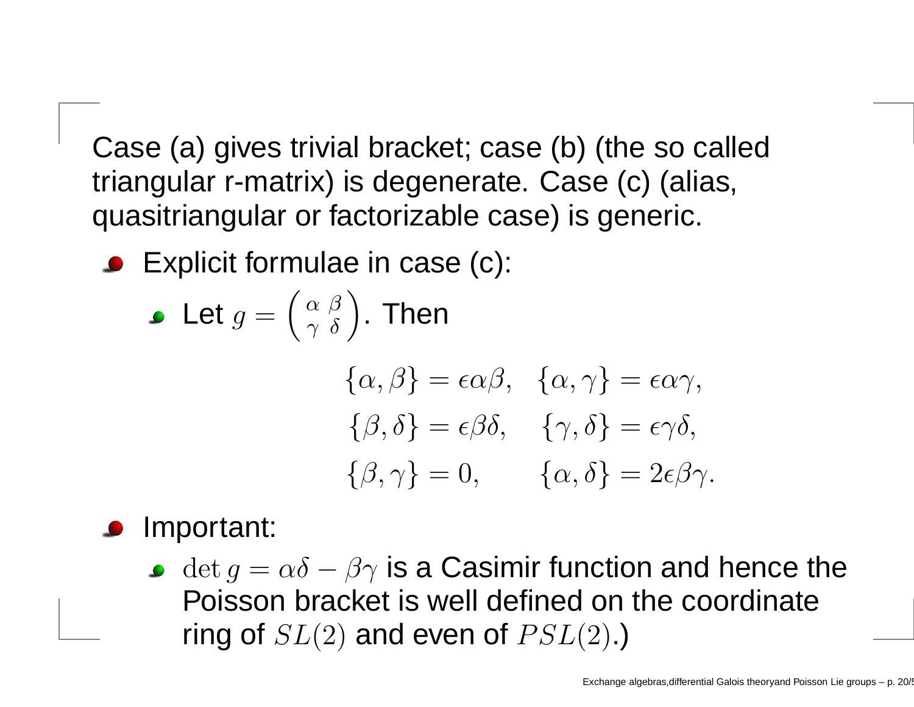Case (a) gives trivial bracket; case (b) (the so called triangular r-matrix) is degenerate. Case (c) (alias, quasitriangular or factorizable case) is generic.

- Explicit formulae in case (c):
  - Let $g = \begin{pmatrix} \alpha & \beta \\ \gamma & \delta \end{pmatrix}$. Then

$$\begin{aligned} \{\alpha, \beta\} &= \epsilon\alpha\beta, & \{\alpha, \gamma\} &= \epsilon\alpha\gamma, \\ \{\beta, \delta\} &= \epsilon\beta\delta, & \{\gamma, \delta\} &= \epsilon\gamma\delta, \\ \{\beta, \gamma\} &= 0, & \{\alpha, \delta\} &= 2\epsilon\beta\gamma. \end{aligned}$$

- Important:
  - $\det g = \alpha\delta - \beta\gamma$ is a Casimir function and hence the Poisson bracket is well defined on the coordinate ring of $SL(2)$ and even of $PSL(2)$.)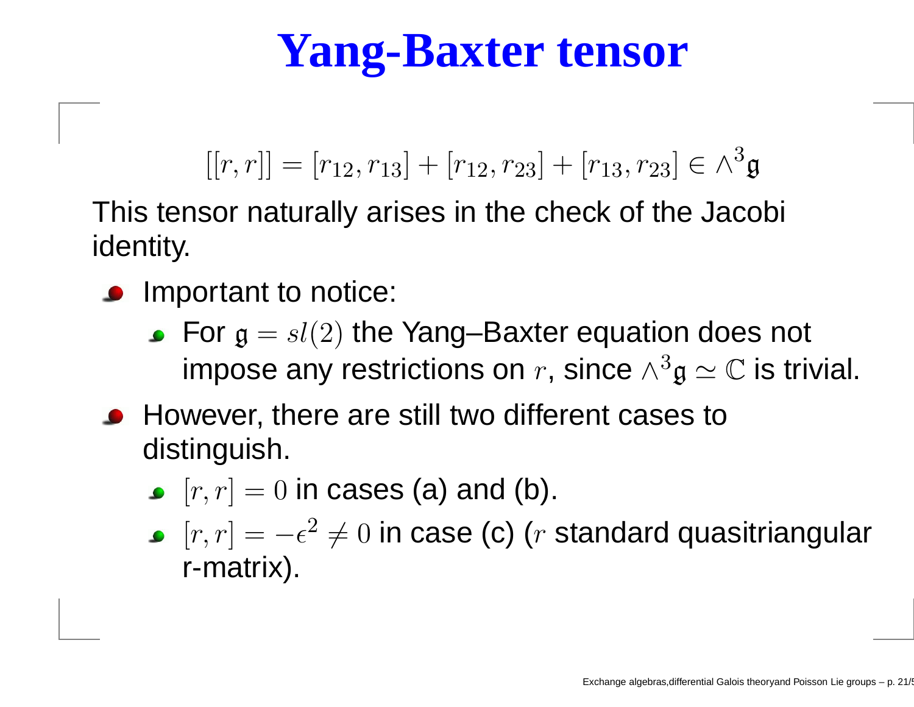# Yang-Baxter tensor

$$[[r, r]] = [r_{12}, r_{13}] + [r_{12}, r_{23}] + [r_{13}, r_{23}] \in \wedge^3 \mathfrak{g}$$

This tensor naturally arises in the check of the Jacobi identity.

- Important to notice:
  - For $\mathfrak{g} = sl(2)$ the Yang–Baxter equation does not impose any restrictions on $r$, since $\wedge^3 \mathfrak{g} \simeq \mathbb{C}$ is trivial.
- However, there are still two different cases to distinguish.
  - $[r, r] = 0$ in cases (a) and (b).
  - $[r, r] = -\epsilon^2 \neq 0$ in case (c) ($r$ standard quasitriangular r-matrix).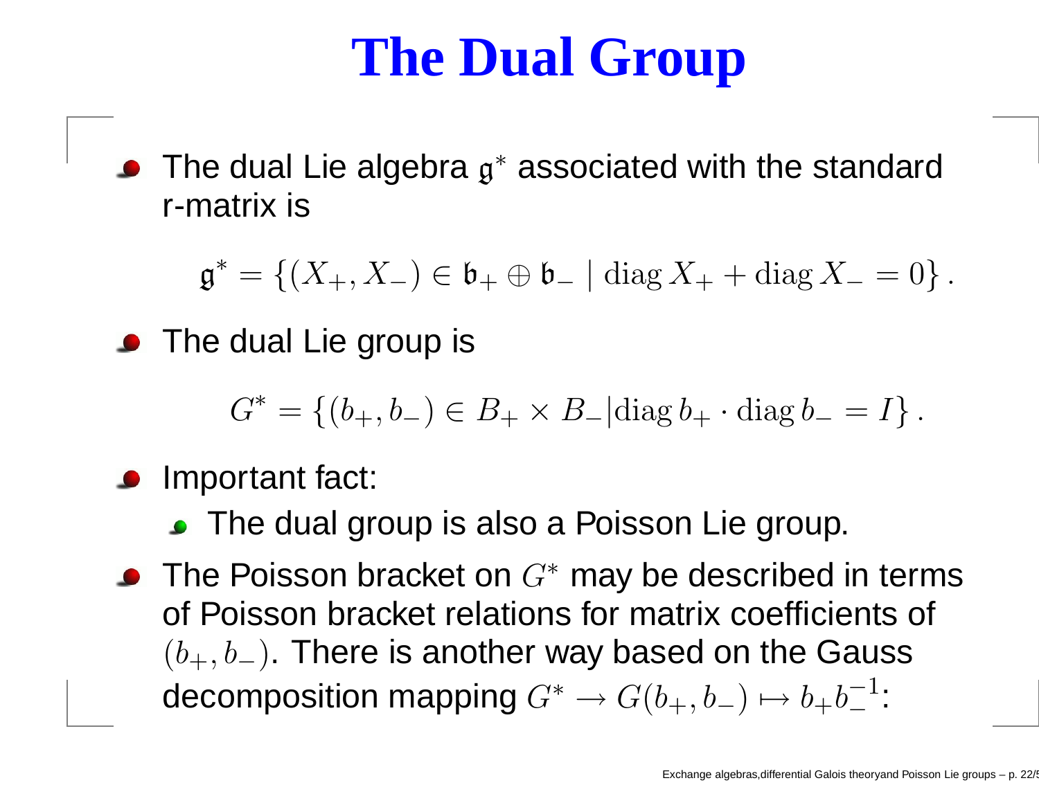# The Dual Group

- The dual Lie algebra $\mathfrak{g}^*$ associated with the standard r-matrix is

$$\mathfrak{g}^* = \{(X_+, X_-) \in \mathfrak{b}_+ \oplus \mathfrak{b}_- \mid \operatorname{diag} X_+ + \operatorname{diag} X_- = 0\}.$$

- The dual Lie group is

$$G^* = \{(b_+, b_-) \in B_+ \times B_- | \operatorname{diag} b_+ \cdot \operatorname{diag} b_- = I\}.$$

- Important fact:
  - The dual group is also a Poisson Lie group.
- The Poisson bracket on $G^*$ may be described in terms of Poisson bracket relations for matrix coefficients of $(b_+, b_-)$. There is another way based on the Gauss decomposition mapping $G^* \to G (b_+, b_-) \mapsto b_+ b_-^{-1}$: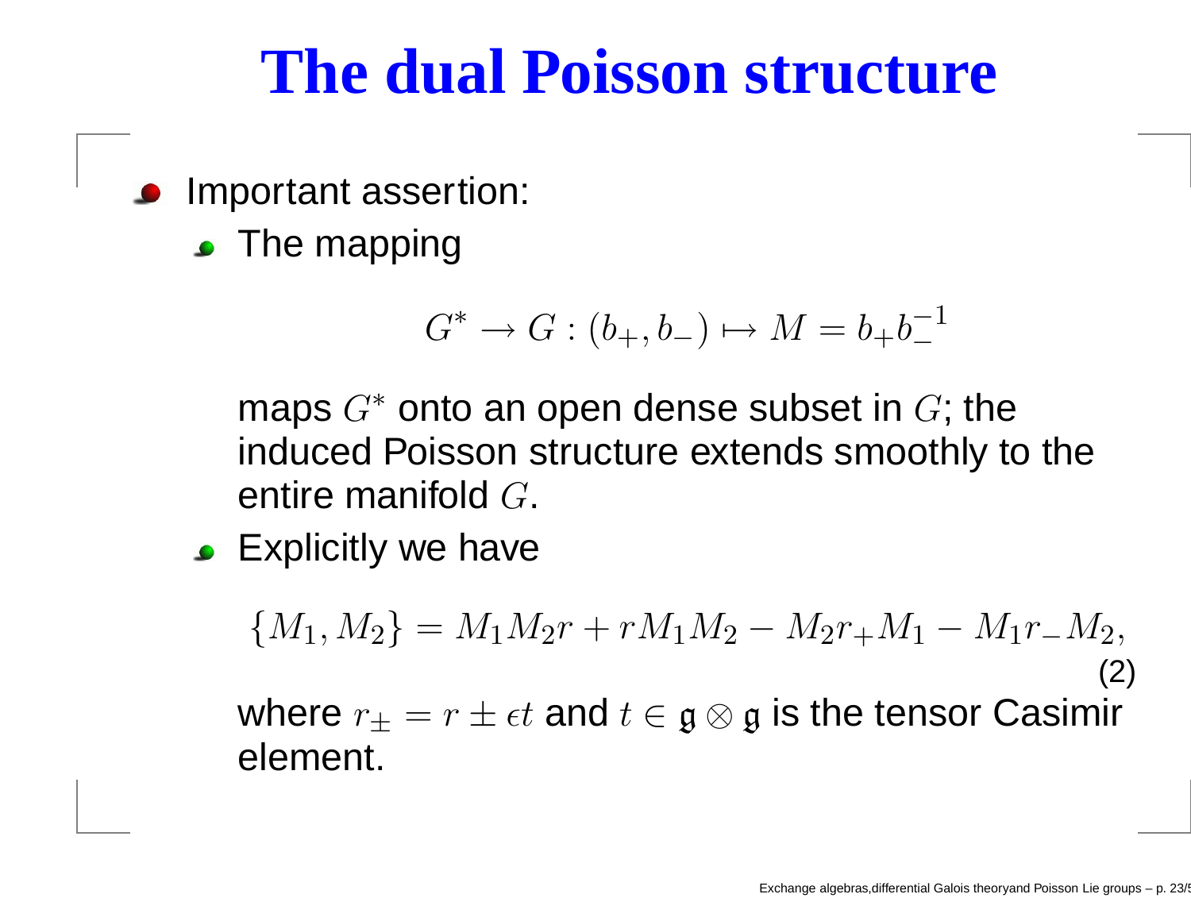# The dual Poisson structure

- Important assertion:
  - The mapping

$$G^* \to G : (b_+, b_-) \mapsto M = b_+ b_-^{-1}$$

    maps $G^*$ onto an open dense subset in $G$; the induced Poisson structure extends smoothly to the entire manifold $G$.

  - Explicitly we have

$$\{M_1, M_2\} = M_1 M_2 r + r M_1 M_2 - M_2 r_+ M_1 - M_1 r_- M_2, \tag{2}$$

    where $r_\pm = r \pm \epsilon t$ and $t \in \mathfrak{g} \otimes \mathfrak{g}$ is the tensor Casimir element.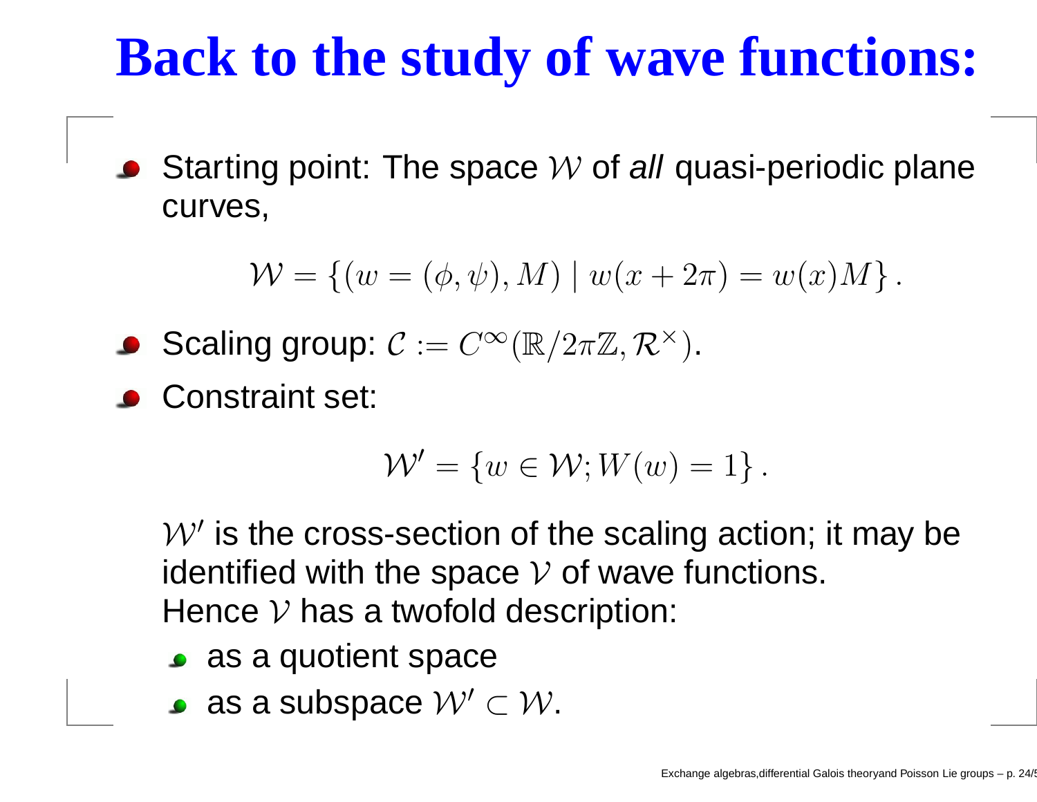# Back to the study of wave functions:

- Starting point: The space $\mathcal{W}$ of *all* quasi-periodic plane curves,

$$\mathcal{W} = \{(w = (\phi, \psi), M) \mid w(x + 2\pi) = w(x)M\}.$$

- Scaling group: $\mathcal{C} := C^\infty(\mathbb{R}/2\pi\mathbb{Z}, \mathcal{R}^\times)$.
- Constraint set:

$$\mathcal{W}' = \{w \in \mathcal{W}; W(w) = 1\}.$$

  $\mathcal{W}'$ is the cross-section of the scaling action; it may be identified with the space $\mathcal{V}$ of wave functions.
  Hence $\mathcal{V}$ has a twofold description:

  - as a quotient space
  - as a subspace $\mathcal{W}' \subset \mathcal{W}$.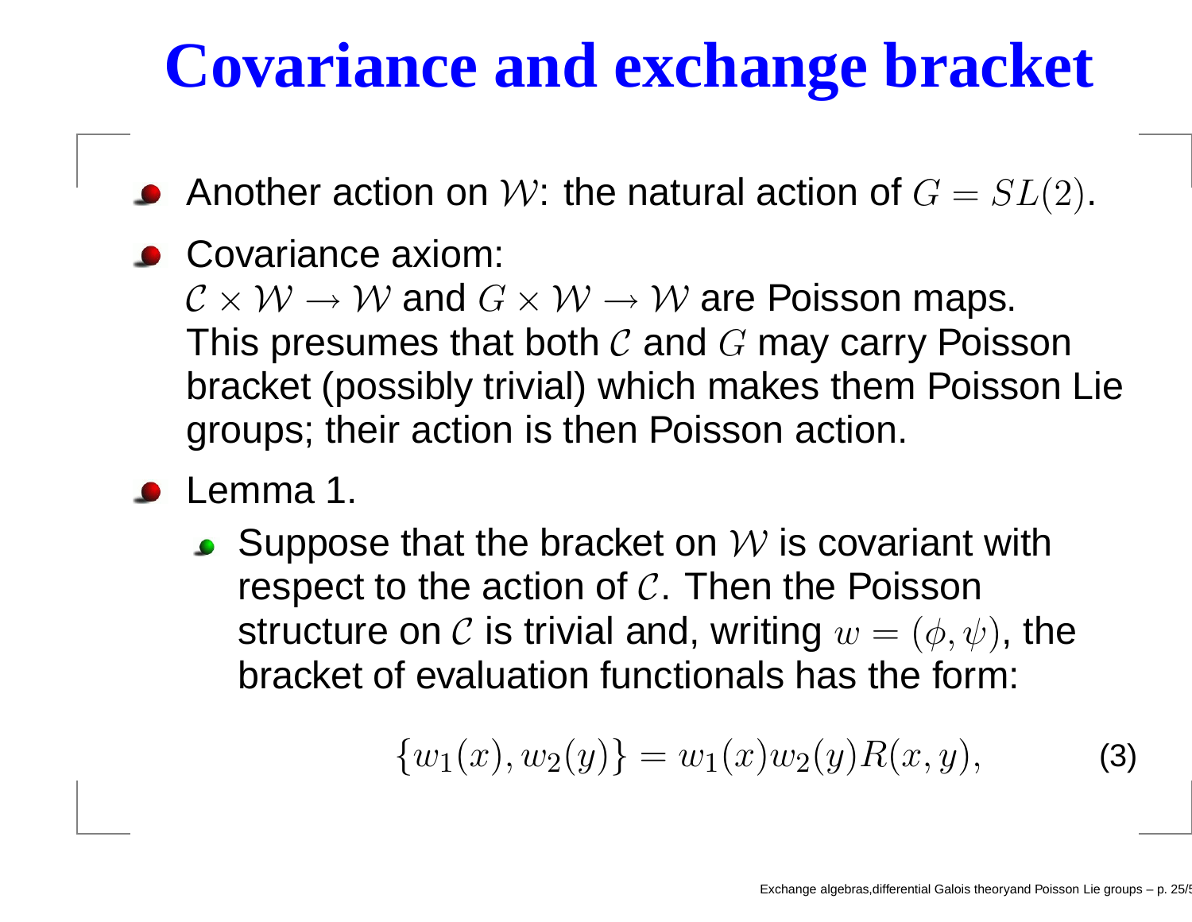# Covariance and exchange bracket

- Another action on $\mathcal{W}$: the natural action of $G = SL(2)$.
- Covariance axiom:
  $\mathcal{C} \times \mathcal{W} \to \mathcal{W}$ and $G \times \mathcal{W} \to \mathcal{W}$ are Poisson maps.
  This presumes that both $\mathcal{C}$ and $G$ may carry Poisson bracket (possibly trivial) which makes them Poisson Lie groups; their action is then Poisson action.
- Lemma 1.
  - Suppose that the bracket on $\mathcal{W}$ is covariant with respect to the action of $\mathcal{C}$. Then the Poisson structure on $\mathcal{C}$ is trivial and, writing $w = (\phi, \psi)$, the bracket of evaluation functionals has the form:

$$\{w_1(x), w_2(y)\} = w_1(x) w_2(y) R(x, y), \tag{3}$$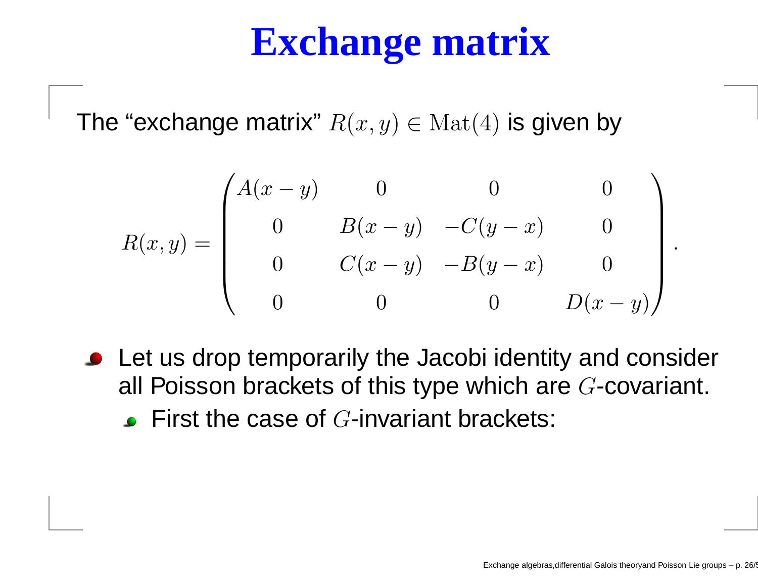# Exchange matrix

The "exchange matrix" $R(x,y) \in \mathrm{Mat}(4)$ is given by

$$R(x,y) = \begin{pmatrix} A(x-y) & 0 & 0 & 0 \\ 0 & B(x-y) & -C(y-x) & 0 \\ 0 & C(x-y) & -B(y-x) & 0 \\ 0 & 0 & 0 & D(x-y) \end{pmatrix}.$$

- Let us drop temporarily the Jacobi identity and consider all Poisson brackets of this type which are $G$-covariant.
  - First the case of $G$-invariant brackets: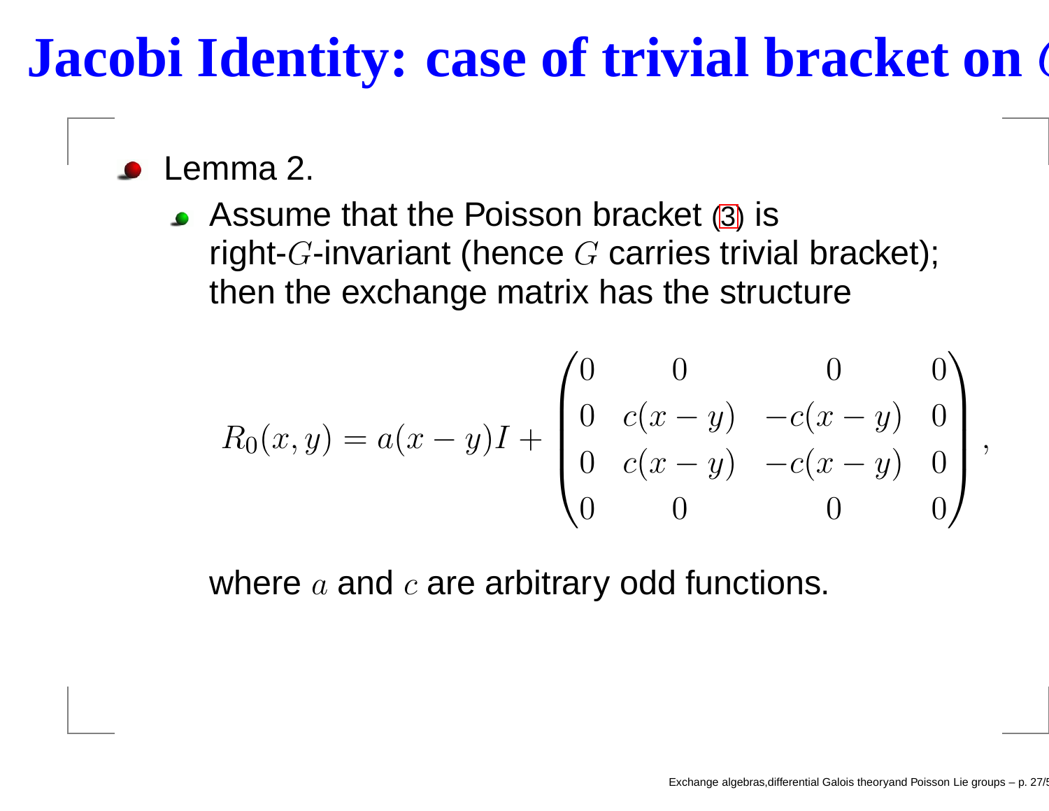# Jacobi Identity: case of trivial bracket on (

- Lemma 2.
  - Assume that the Poisson bracket (3) is right-$G$-invariant (hence $G$ carries trivial bracket); then the exchange matrix has the structure

$$R_0(x,y) = a(x-y)I + \begin{pmatrix} 0 & 0 & 0 & 0 \\ 0 & c(x-y) & -c(x-y) & 0 \\ 0 & c(x-y) & -c(x-y) & 0 \\ 0 & 0 & 0 & 0 \end{pmatrix},$$

where $a$ and $c$ are arbitrary odd functions.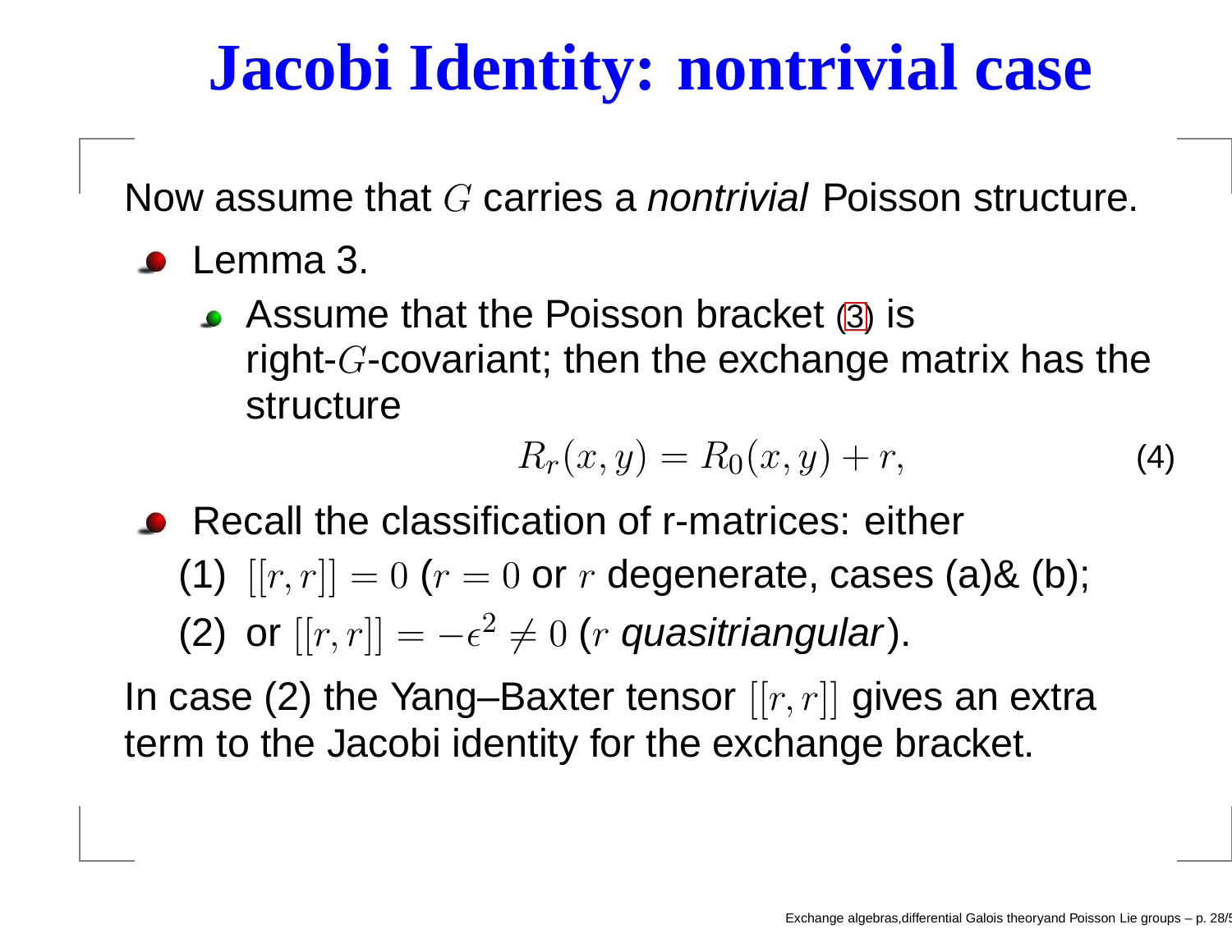# Jacobi Identity: nontrivial case

Now assume that $G$ carries a *nontrivial* Poisson structure.

- Lemma 3.
  - Assume that the Poisson bracket (3) is right-$G$-covariant; then the exchange matrix has the structure

$$R_r(x, y) = R_0(x, y) + r, \tag{4}$$

- Recall the classification of r-matrices: either

  (1) $[[r, r]] = 0$ ($r = 0$ or $r$ degenerate, cases (a)& (b);

  (2) or $[[r, r]] = -\epsilon^2 \neq 0$ ($r$ *quasitriangular*).

In case (2) the Yang–Baxter tensor $[[r, r]]$ gives an extra term to the Jacobi identity for the exchange bracket.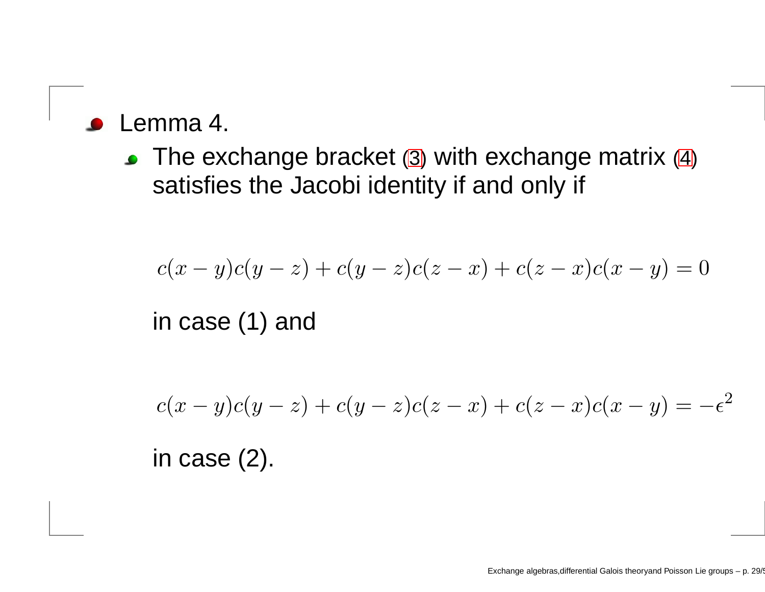- Lemma 4.
  - The exchange bracket (3) with exchange matrix (4) satisfies the Jacobi identity if and only if

$$c(x-y)c(y-z)+c(y-z)c(z-x)+c(z-x)c(x-y)=0$$

in case (1) and

$$c(x-y)c(y-z)+c(y-z)c(z-x)+c(z-x)c(x-y)=-\epsilon^2$$

in case (2).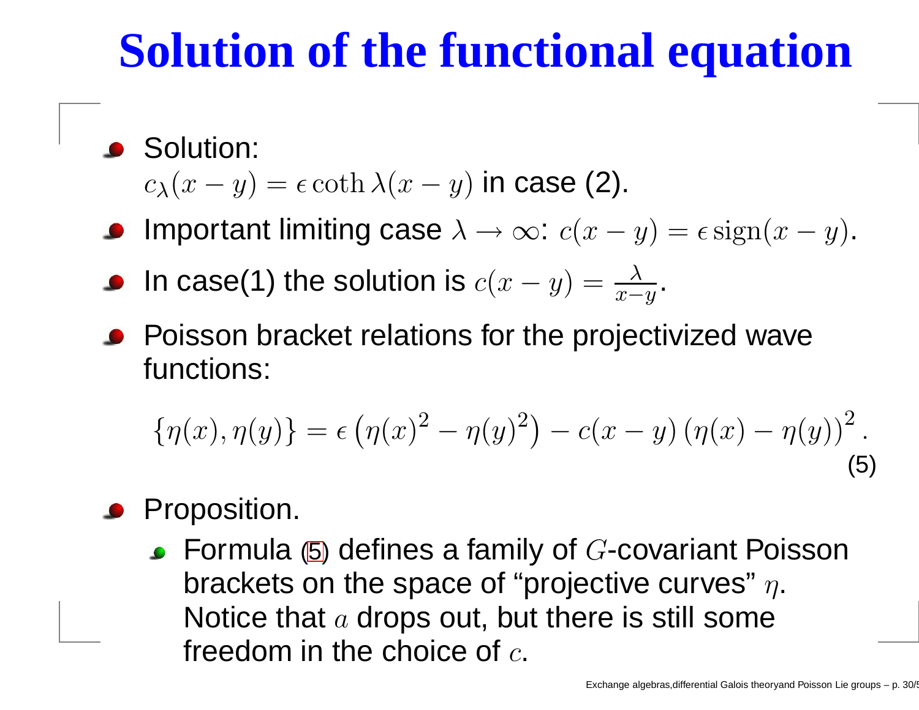# Solution of the functional equation

- Solution:
  $c_\lambda(x-y) = \epsilon \coth \lambda(x-y)$ in case (2).
- Important limiting case $\lambda \to \infty$: $c(x-y) = \epsilon \, \mathrm{sign}(x-y)$.
- In case(1) the solution is $c(x-y) = \frac{\lambda}{x-y}$.
- Poisson bracket relations for the projectivized wave functions:

$$\{\eta(x), \eta(y)\} = \epsilon \left(\eta(x)^2 - \eta(y)^2\right) - c(x-y)\left(\eta(x) - \eta(y)\right)^2 . \tag{5}$$

- Proposition.
  - Formula (5) defines a family of $G$-covariant Poisson brackets on the space of "projective curves" $\eta$. Notice that $a$ drops out, but there is still some freedom in the choice of $c$.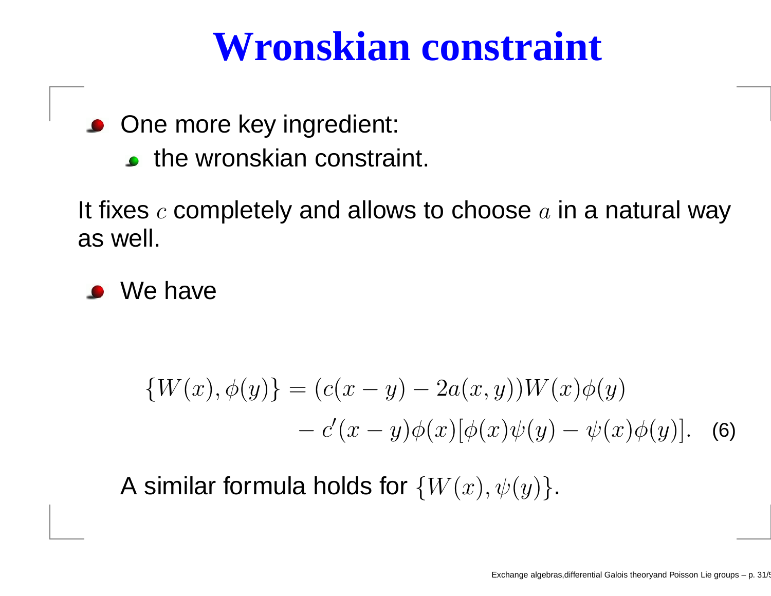# Wronskian constraint

- One more key ingredient:
  - the wronskian constraint.

It fixes $c$ completely and allows to choose $a$ in a natural way as well.

- We have

$$\{W(x), \phi(y)\} = (c(x-y) - 2a(x,y))W(x)\phi(y) \\ - c'(x-y)\phi(x)[\phi(x)\psi(y) - \psi(x)\phi(y)]. \quad (6)$$

A similar formula holds for $\{W(x), \psi(y)\}$.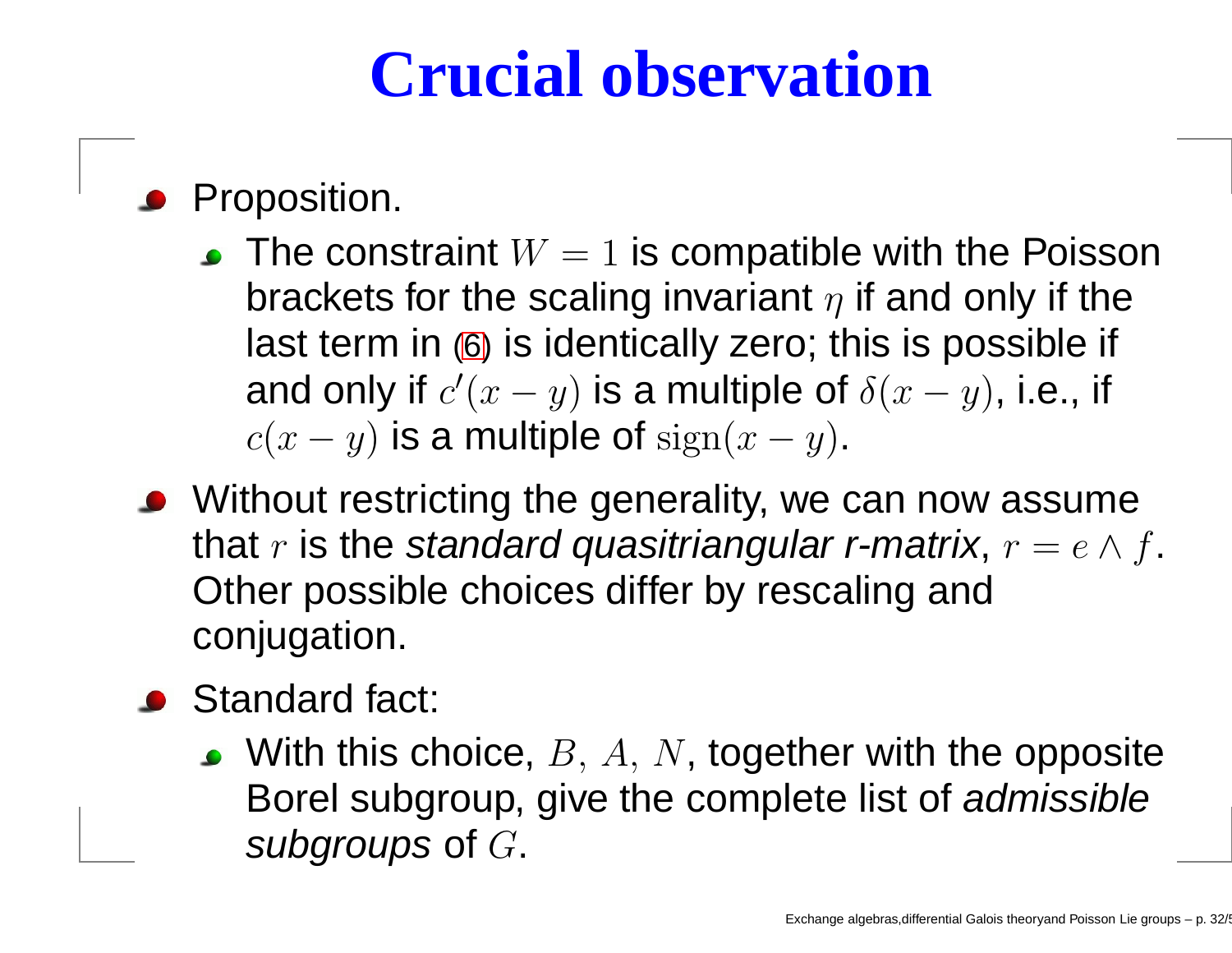# Crucial observation

- Proposition.
  - The constraint $W = 1$ is compatible with the Poisson brackets for the scaling invariant $\eta$ if and only if the last term in (6) is identically zero; this is possible if and only if $c'(x-y)$ is a multiple of $\delta(x-y)$, i.e., if $c(x-y)$ is a multiple of $\mathrm{sign}(x-y)$.
- Without restricting the generality, we can now assume that $r$ is the *standard quasitriangular r-matrix*, $r = e \wedge f$. Other possible choices differ by rescaling and conjugation.
- Standard fact:
  - With this choice, $B, A, N$, together with the opposite Borel subgroup, give the complete list of *admissible subgroups* of $G$.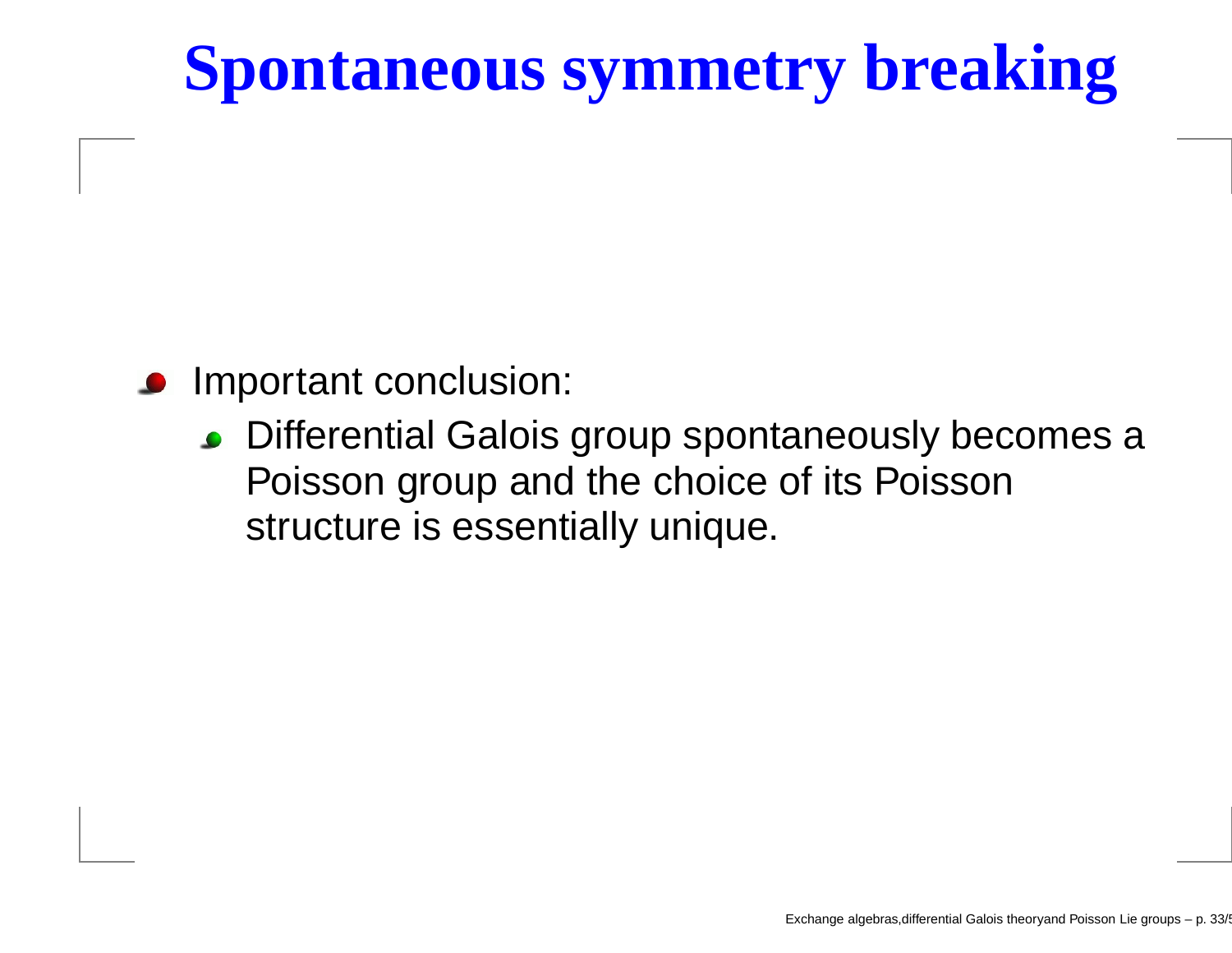# Spontaneous symmetry breaking

- Important conclusion:
  - Differential Galois group spontaneously becomes a Poisson group and the choice of its Poisson structure is essentially unique.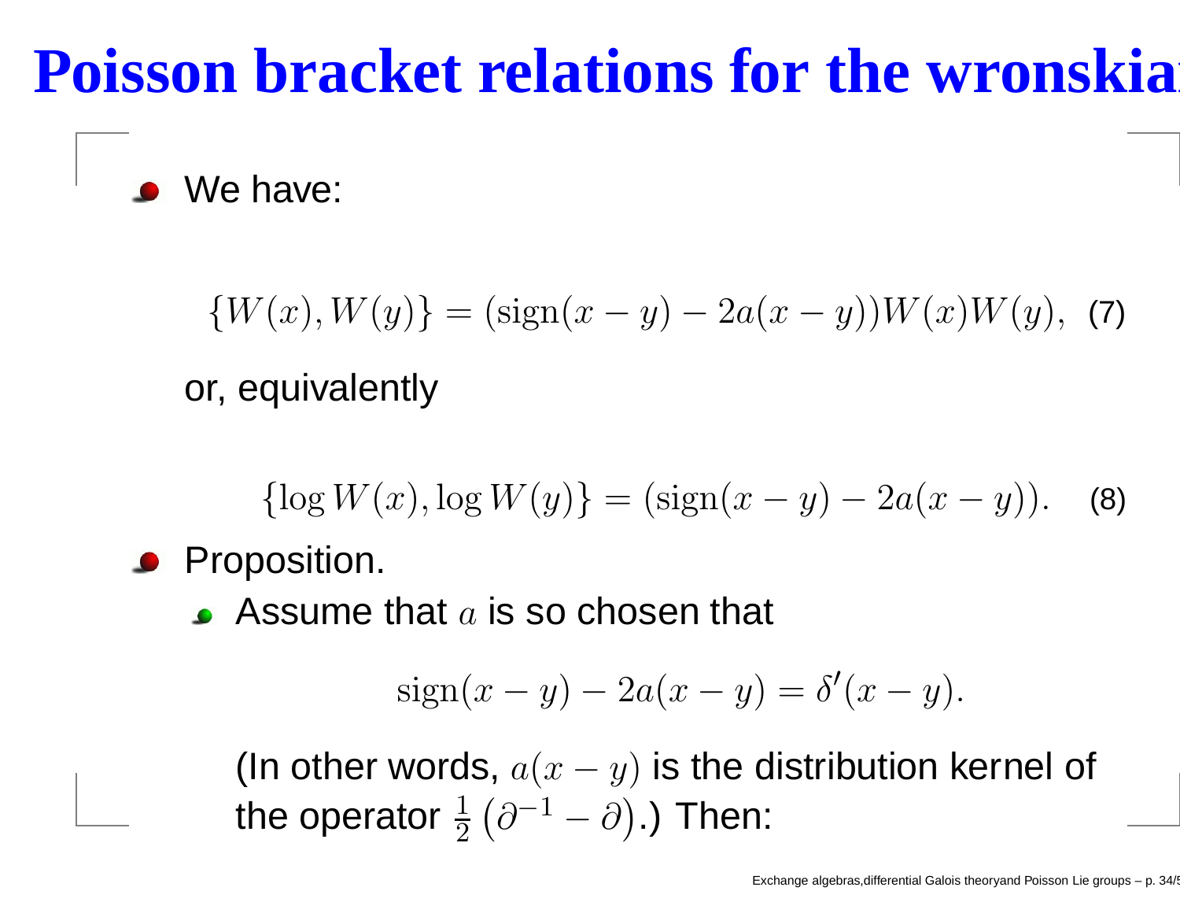# Poisson bracket relations for the wronskian

- We have:

$$\{W(x), W(y)\} = (\text{sign}(x-y) - 2a(x-y))W(x)W(y), \quad (7)$$

  or, equivalently

$$\{\log W(x), \log W(y)\} = (\text{sign}(x-y) - 2a(x-y)). \quad (8)$$

- Proposition.
  - Assume that $a$ is so chosen that

$$\text{sign}(x-y) - 2a(x-y) = \delta'(x-y).$$

    (In other words, $a(x-y)$ is the distribution kernel of the operator $\frac{1}{2}\left(\partial^{-1} - \partial\right)$.) Then: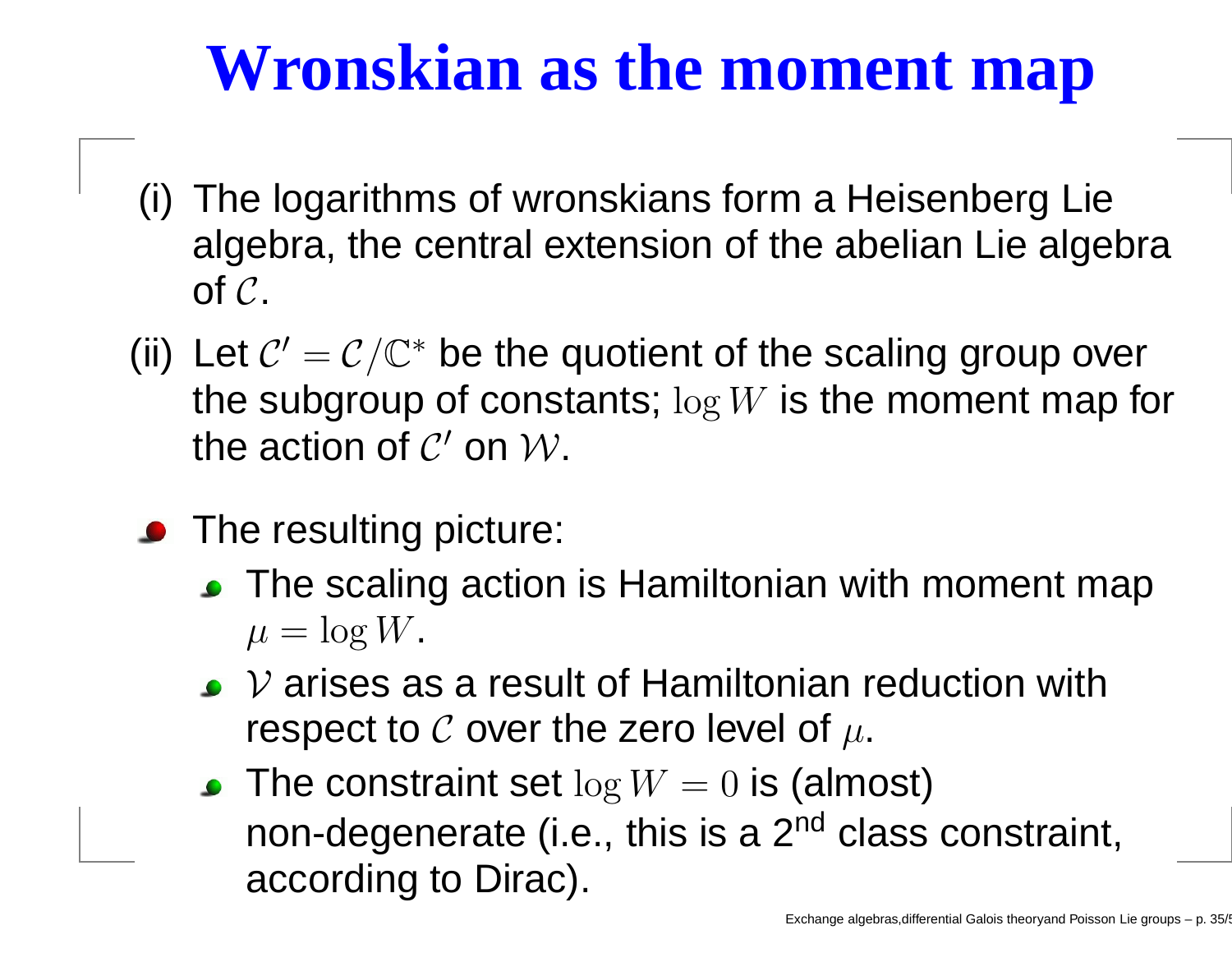# Wronskian as the moment map

(i) The logarithms of wronskians form a Heisenberg Lie algebra, the central extension of the abelian Lie algebra of $\mathcal{C}$.

(ii) Let $\mathcal{C}' = \mathcal{C}/\mathbb{C}^*$ be the quotient of the scaling group over the subgroup of constants; $\log W$ is the moment map for the action of $\mathcal{C}'$ on $\mathcal{W}$.

- The resulting picture:
  - The scaling action is Hamiltonian with moment map $\mu = \log W$.
  - $\mathcal{V}$ arises as a result of Hamiltonian reduction with respect to $\mathcal{C}$ over the zero level of $\mu$.
  - The constraint set $\log W = 0$ is (almost) non-degenerate (i.e., this is a 2nd class constraint, according to Dirac).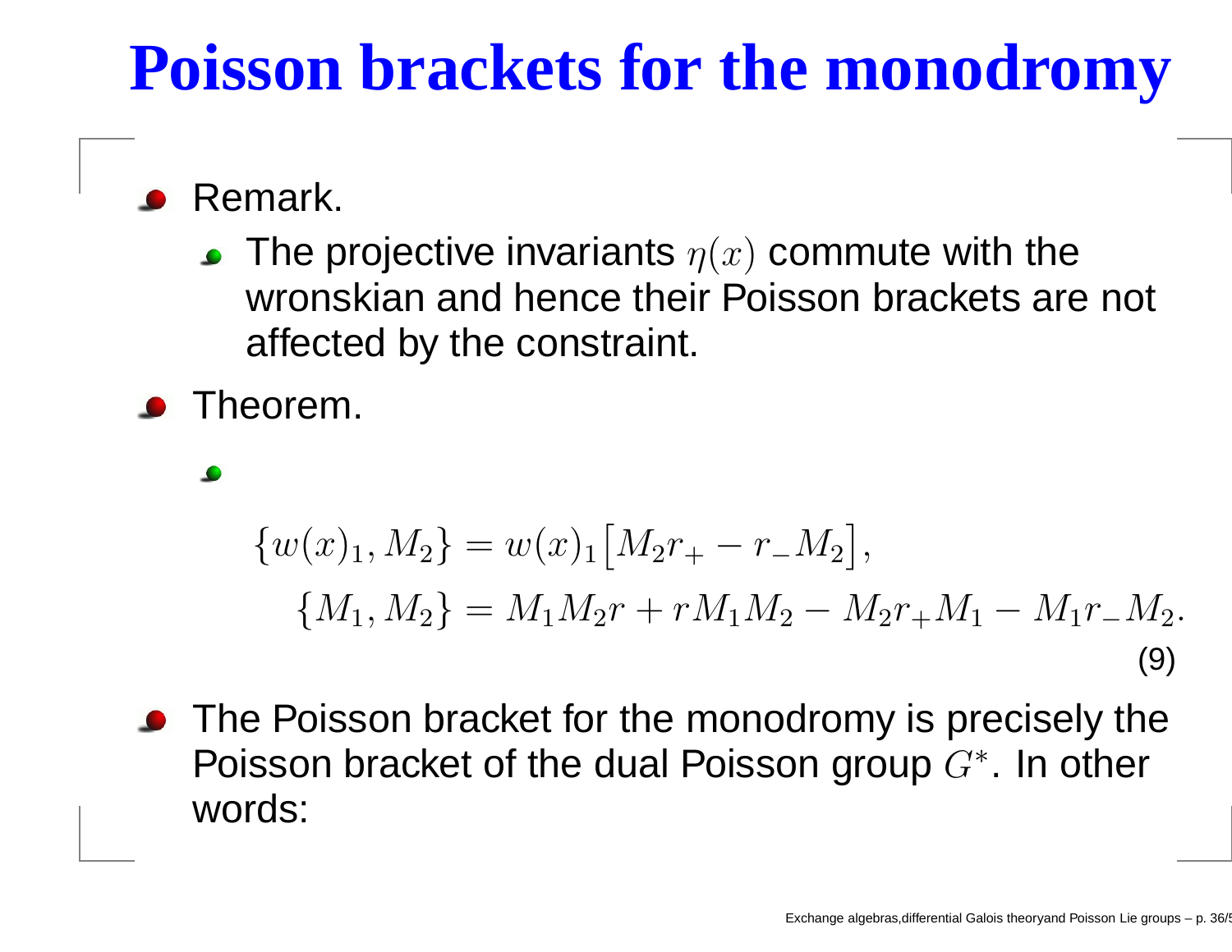# Poisson brackets for the monodromy

- Remark.
  - The projective invariants $\eta(x)$ commute with the wronskian and hence their Poisson brackets are not affected by the constraint.
- Theorem.
  - $$\begin{aligned} \{w(x)_1, M_2\} &= w(x)_1 \big[M_2 r_+ - r_- M_2\big], \\ \{M_1, M_2\} &= M_1 M_2 r + r M_1 M_2 - M_2 r_+ M_1 - M_1 r_- M_2. \end{aligned} \tag{9}$$
- The Poisson bracket for the monodromy is precisely the Poisson bracket of the dual Poisson group $G^*$. In other words: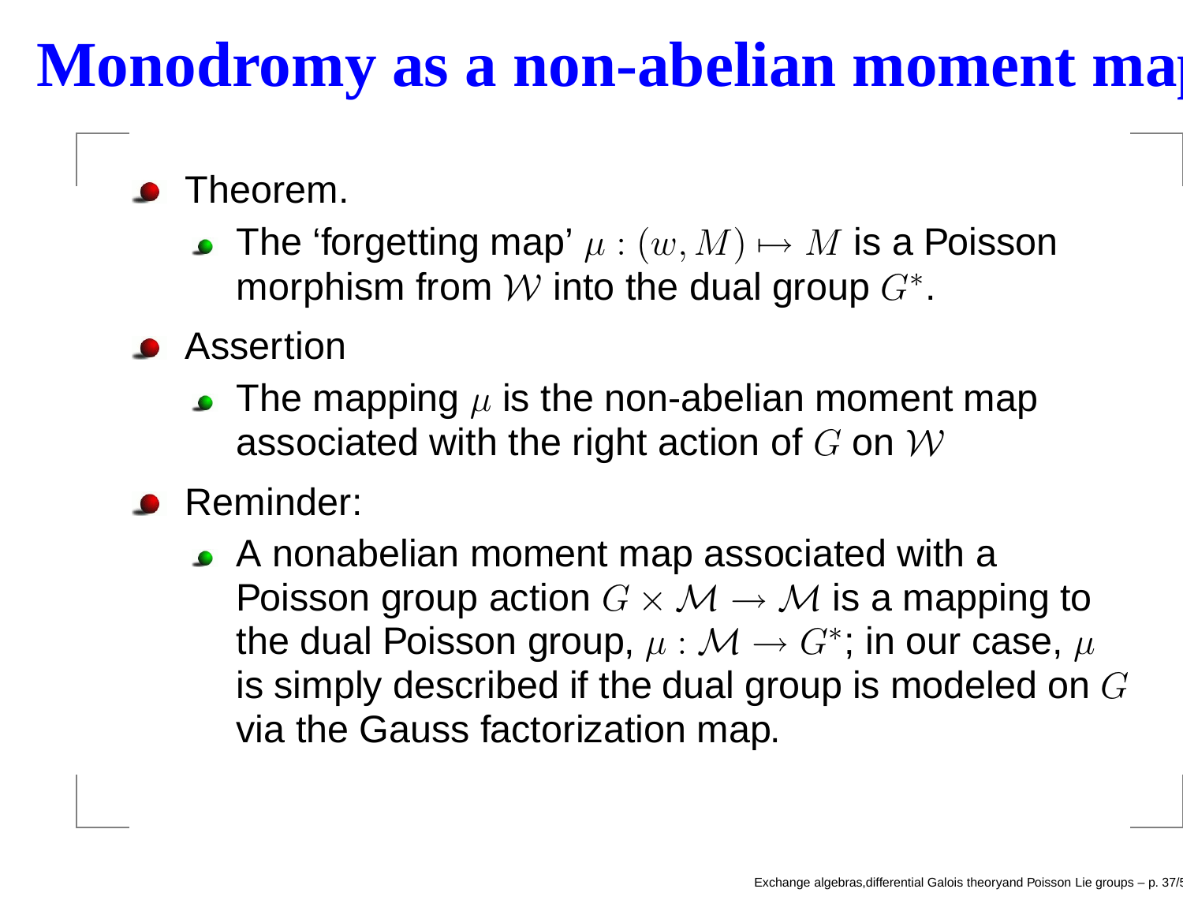# Monodromy as a non-abelian moment map

- Theorem.
  - The 'forgetting map' $\mu : (w, M) \mapsto M$ is a Poisson morphism from $\mathcal{W}$ into the dual group $G^*$.
- Assertion
  - The mapping $\mu$ is the non-abelian moment map associated with the right action of $G$ on $\mathcal{W}$
- Reminder:
  - A nonabelian moment map associated with a Poisson group action $G \times \mathcal{M} \to \mathcal{M}$ is a mapping to the dual Poisson group, $\mu : \mathcal{M} \to G^*$; in our case, $\mu$ is simply described if the dual group is modeled on $G$ via the Gauss factorization map.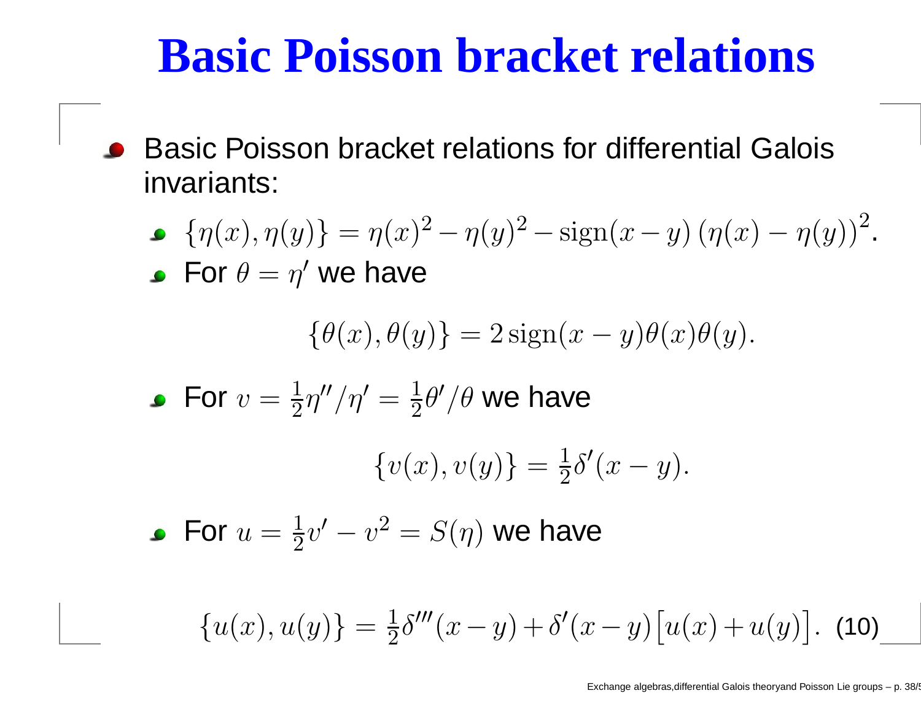# Basic Poisson bracket relations

- Basic Poisson bracket relations for differential Galois invariants:
  - $\{\eta(x), \eta(y)\} = \eta(x)^2 - \eta(y)^2 - \mathrm{sign}(x-y)\,(\eta(x) - \eta(y))^2$.
  - For $\theta = \eta'$ we have

$$\{\theta(x), \theta(y)\} = 2\,\mathrm{sign}(x-y)\theta(x)\theta(y).$$

  - For $v = \frac{1}{2}\eta''/\eta' = \frac{1}{2}\theta'/\theta$ we have

$$\{v(x), v(y)\} = \tfrac{1}{2}\delta'(x-y).$$

  - For $u = \frac{1}{2}v' - v^2 = S(\eta)$ we have

$$\{u(x), u(y)\} = \tfrac{1}{2}\delta'''(x-y) + \delta'(x-y)\big[u(x) + u(y)\big]. \quad (10)$$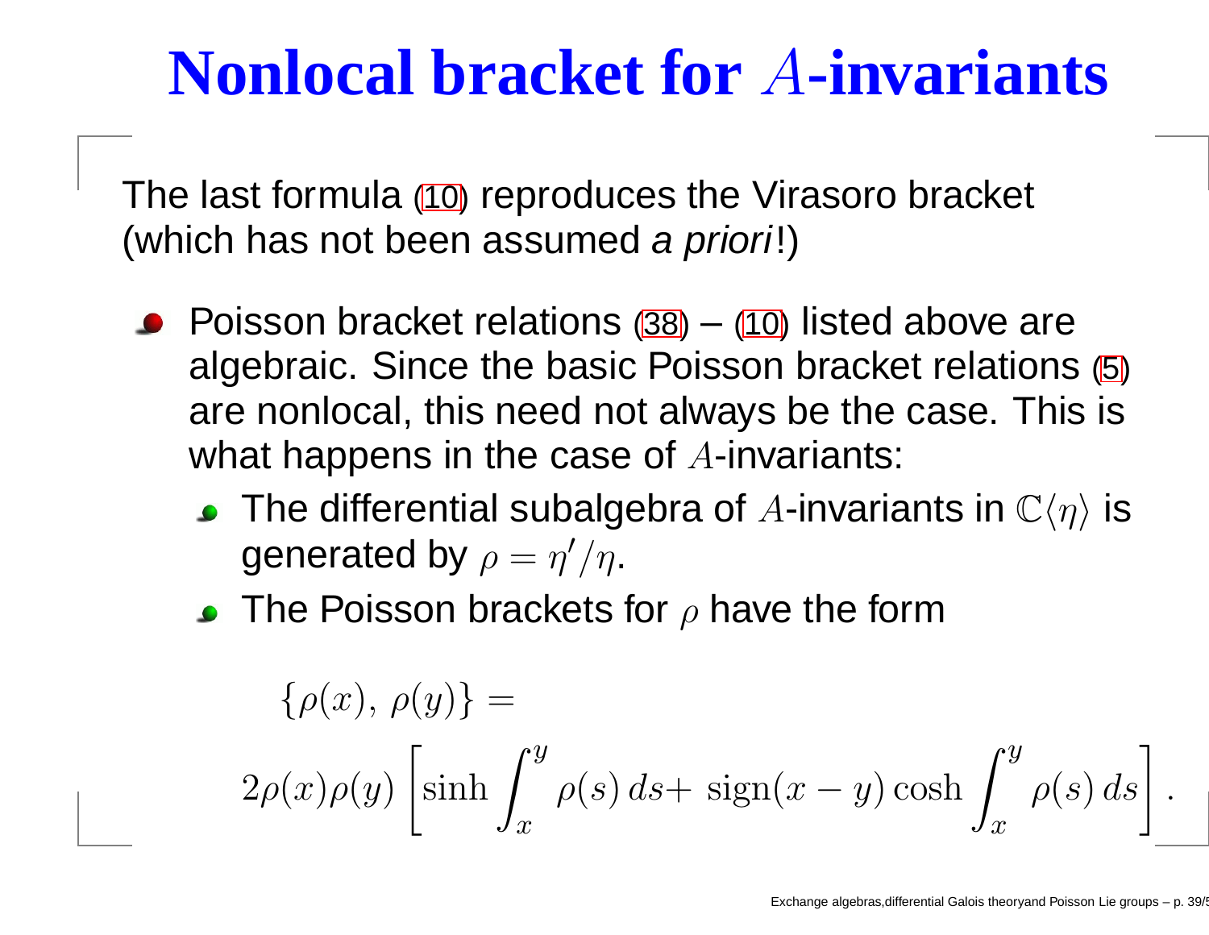# Nonlocal bracket for $A$-invariants

The last formula (10) reproduces the Virasoro bracket (which has not been assumed *a priori*!)

- Poisson bracket relations (38) – (10) listed above are algebraic. Since the basic Poisson bracket relations (5) are nonlocal, this need not always be the case. This is what happens in the case of $A$-invariants:
  - The differential subalgebra of $A$-invariants in $\mathbb{C}\langle\eta\rangle$ is generated by $\rho = \eta'/\eta$.
  - The Poisson brackets for $\rho$ have the form

$$\{\rho(x),\, \rho(y)\} =$$

$$2\rho(x)\rho(y)\left[\sinh \int_x^y \rho(s)\, ds + \operatorname{sign}(x-y) \cosh \int_x^y \rho(s)\, ds\right].$$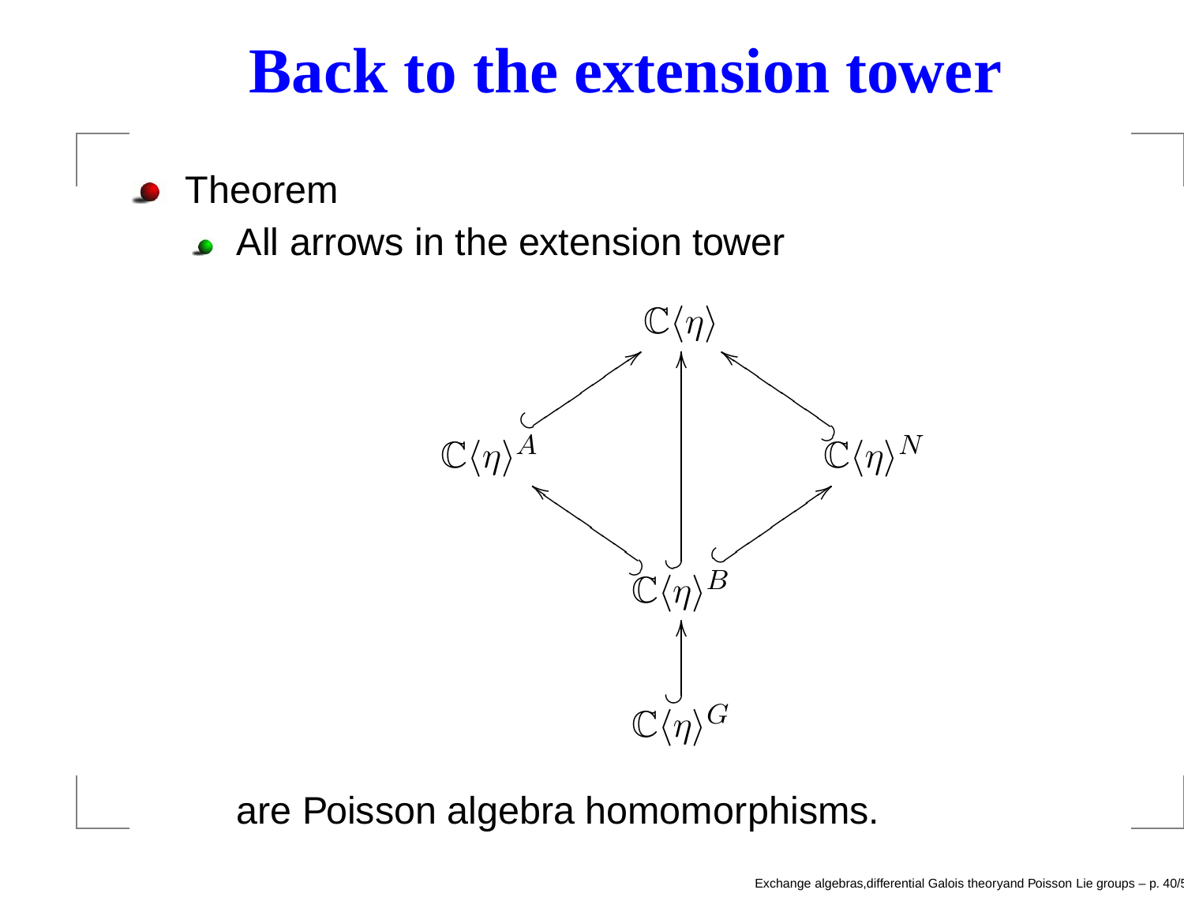# Back to the extension tower

- Theorem
  - All arrows in the extension tower

$$
\begin{array}{ccccc}
 & & \mathbb{C}\langle\eta\rangle & & \\
 & \nearrow & \uparrow & \nwarrow & \\
\mathbb{C}\langle\eta\rangle^{A} & & | & & \mathbb{C}\langle\eta\rangle^{N} \\
 & \nwarrow & | & \nearrow & \\
 & & \mathbb{C}\langle\eta\rangle^{B} & & \\
 & & \uparrow & & \\
 & & \mathbb{C}\langle\eta\rangle^{G} & &
\end{array}
$$

are Poisson algebra homomorphisms.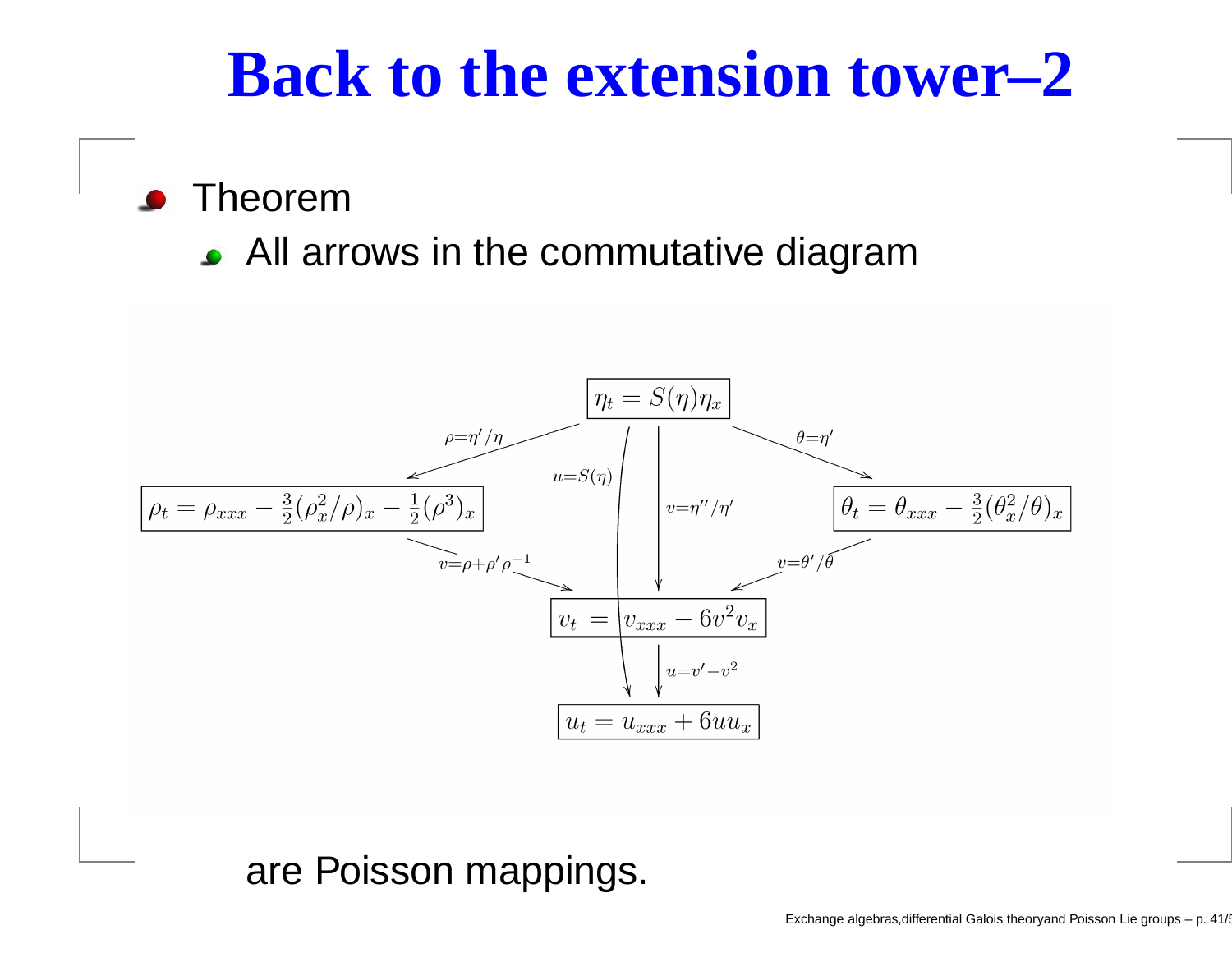# Back to the extension tower–2

- Theorem
  - All arrows in the commutative diagram

$\eta_t = S(\eta)\eta_x$

$\rho=\eta'/\eta$

$\theta=\eta'$

$u=S(\eta)$

$v=\eta''/\eta'$

$\rho_t = \rho_{xxx} - \frac{3}{2}(\rho_x^2/\rho)_x - \frac{1}{2}(\rho^3)_x$

$\theta_t = \theta_{xxx} - \frac{3}{2}(\theta_x^2/\theta)_x$

$v=\rho+\rho'\rho^{-1}$

$v=\theta'/\theta$

$v_t = v_{xxx} - 6v^2 v_x$

$u=v'-v^2$

$u_t = u_{xxx} + 6uu_x$

are Poisson mappings.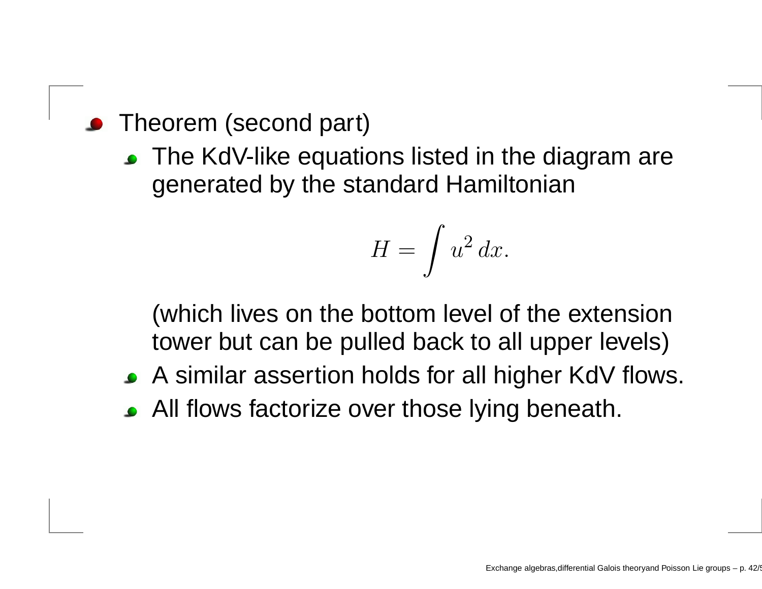- Theorem (second part)
  - The KdV-like equations listed in the diagram are generated by the standard Hamiltonian

    $$H = \int u^2 \, dx.$$

    (which lives on the bottom level of the extension tower but can be pulled back to all upper levels)
  - A similar assertion holds for all higher KdV flows.
  - All flows factorize over those lying beneath.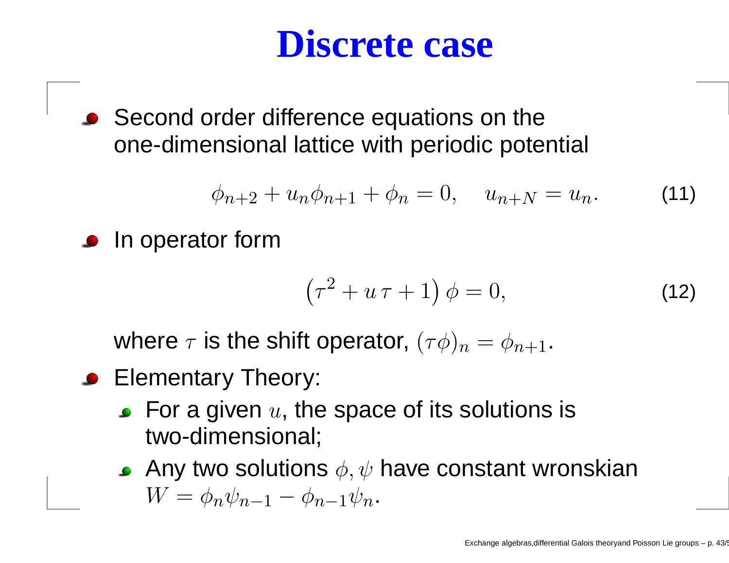# Discrete case

- Second order difference equations on the one-dimensional lattice with periodic potential

$$\phi_{n+2} + u_n \phi_{n+1} + \phi_n = 0, \quad u_{n+N} = u_n. \tag{11}$$

- In operator form

$$\left(\tau^2 + u\,\tau + 1\right)\phi = 0, \tag{12}$$

  where $\tau$ is the shift operator, $(\tau\phi)_n = \phi_{n+1}$.

- Elementary Theory:
  - For a given $u$, the space of its solutions is two-dimensional;
  - Any two solutions $\phi, \psi$ have constant wronskian $W = \phi_n \psi_{n-1} - \phi_{n-1}\psi_n$.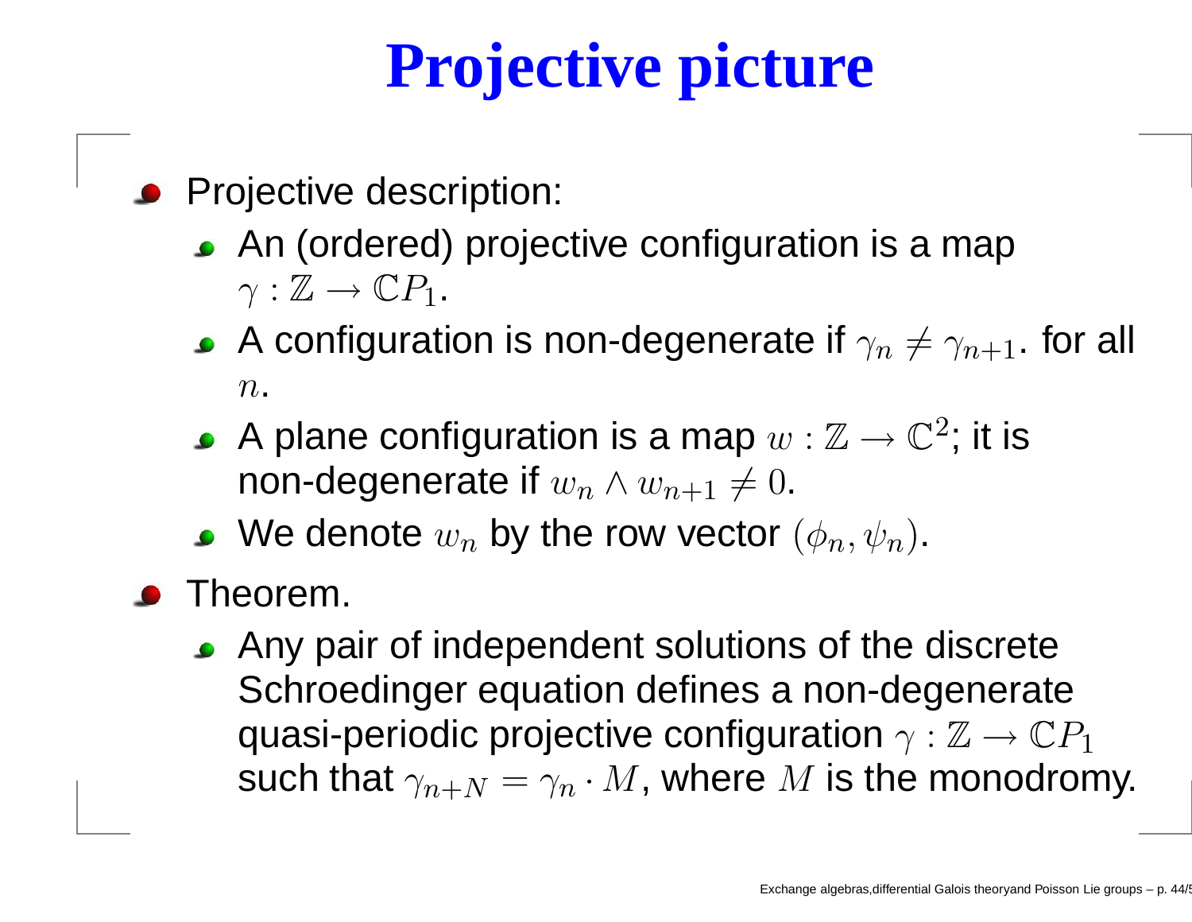# Projective picture

- Projective description:
  - An (ordered) projective configuration is a map $\gamma : \mathbb{Z} \to \mathbb{C}P_1$.
  - A configuration is non-degenerate if $\gamma_n \neq \gamma_{n+1}$. for all $n$.
  - A plane configuration is a map $w : \mathbb{Z} \to \mathbb{C}^2$; it is non-degenerate if $w_n \wedge w_{n+1} \neq 0$.
  - We denote $w_n$ by the row vector $(\phi_n, \psi_n)$.
- Theorem.
  - Any pair of independent solutions of the discrete Schroedinger equation defines a non-degenerate quasi-periodic projective configuration $\gamma : \mathbb{Z} \to \mathbb{C}P_1$ such that $\gamma_{n+N} = \gamma_n \cdot M$, where $M$ is the monodromy.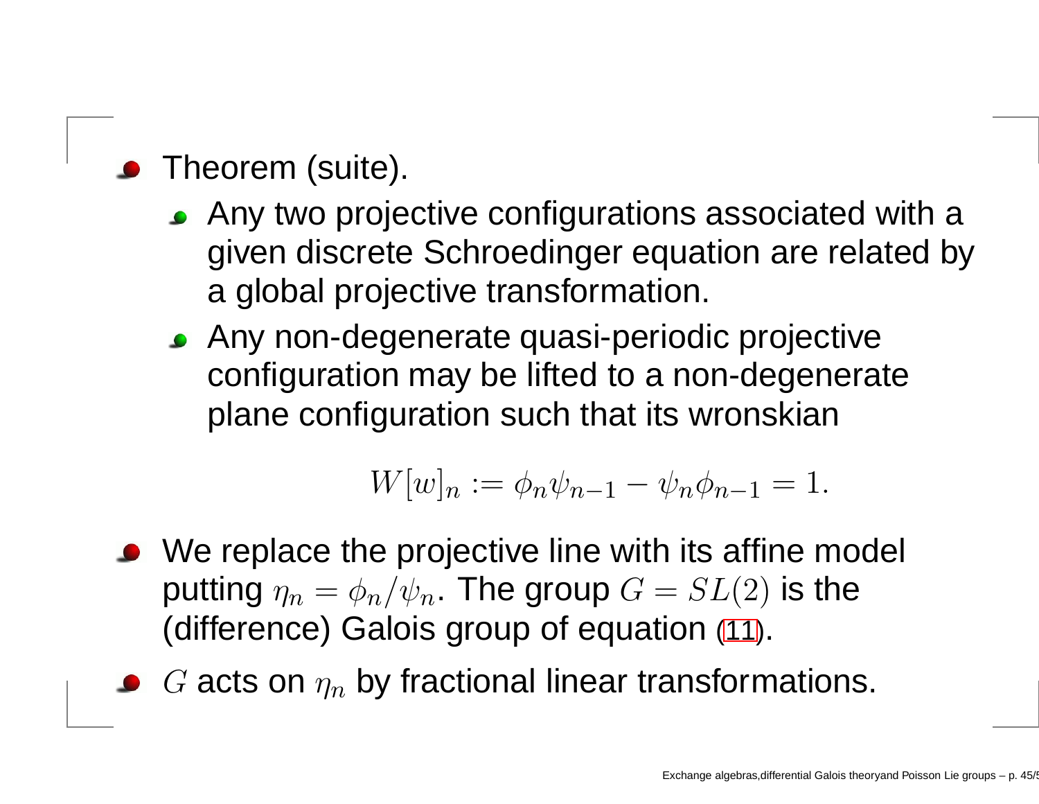- Theorem (suite).
  - Any two projective configurations associated with a given discrete Schroedinger equation are related by a global projective transformation.
  - Any non-degenerate quasi-periodic projective configuration may be lifted to a non-degenerate plane configuration such that its wronskian

$$W[w]_n := \phi_n \psi_{n-1} - \psi_n \phi_{n-1} = 1.$$

- We replace the projective line with its affine model putting $\eta_n = \phi_n / \psi_n$. The group $G = SL(2)$ is the (difference) Galois group of equation (11).
- $G$ acts on $\eta_n$ by fractional linear transformations.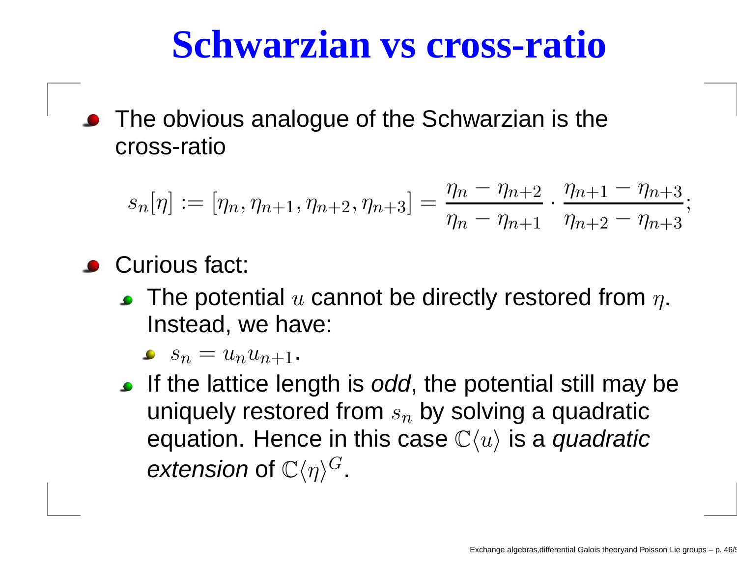# Schwarzian vs cross-ratio

- The obvious analogue of the Schwarzian is the cross-ratio

$$s_n[\eta] := [\eta_n, \eta_{n+1}, \eta_{n+2}, \eta_{n+3}] = \frac{\eta_n - \eta_{n+2}}{\eta_n - \eta_{n+1}} \cdot \frac{\eta_{n+1} - \eta_{n+3}}{\eta_{n+2} - \eta_{n+3}};$$

- Curious fact:
  - The potential $u$ cannot be directly restored from $\eta$. Instead, we have:
    - $s_n = u_n u_{n+1}$.
  - If the lattice length is *odd*, the potential still may be uniquely restored from $s_n$ by solving a quadratic equation. Hence in this case $\mathbb{C}\langle u\rangle$ is a *quadratic extension* of $\mathbb{C}\langle\eta\rangle^G$.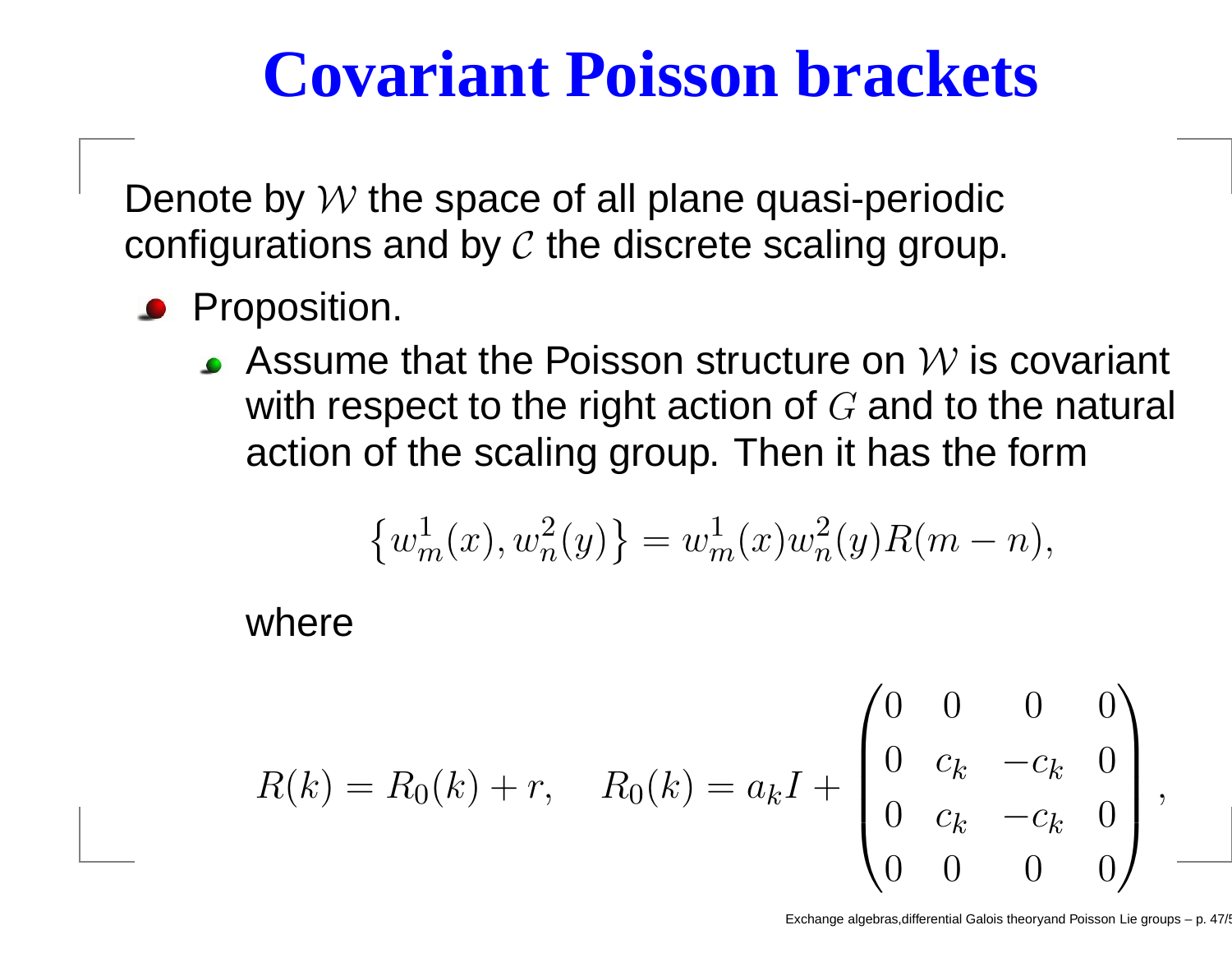# Covariant Poisson brackets

Denote by $\mathcal{W}$ the space of all plane quasi-periodic configurations and by $\mathcal{C}$ the discrete scaling group.

- Proposition.
  - Assume that the Poisson structure on $\mathcal{W}$ is covariant with respect to the right action of $G$ and to the natural action of the scaling group. Then it has the form

$$\left\{w_m^1(x), w_n^2(y)\right\} = w_m^1(x) w_n^2(y) R(m-n),$$

where

$$R(k) = R_0(k) + r, \quad R_0(k) = a_k I + \begin{pmatrix} 0 & 0 & 0 & 0 \\ 0 & c_k & -c_k & 0 \\ 0 & c_k & -c_k & 0 \\ 0 & 0 & 0 & 0 \end{pmatrix},$$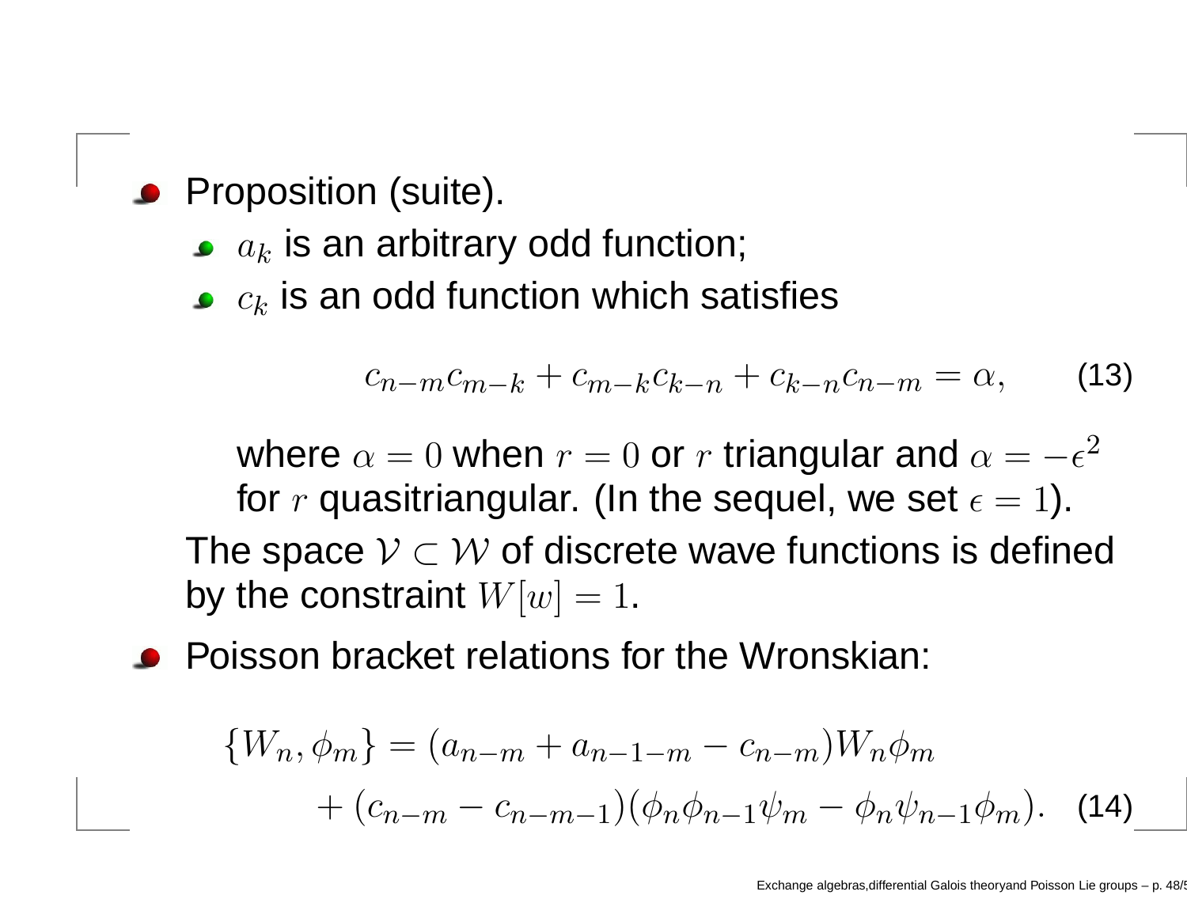- Proposition (suite).
  - $a_k$ is an arbitrary odd function;
  - $c_k$ is an odd function which satisfies

$$c_{n-m}c_{m-k} + c_{m-k}c_{k-n} + c_{k-n}c_{n-m} = \alpha, \qquad (13)$$

    where $\alpha = 0$ when $r = 0$ or $r$ triangular and $\alpha = -\epsilon^2$ for $r$ quasitriangular. (In the sequel, we set $\epsilon = 1$).

  The space $\mathcal{V} \subset \mathcal{W}$ of discrete wave functions is defined by the constraint $W[w] = 1$.

- Poisson bracket relations for the Wronskian:

$$\{W_n, \phi_m\} = (a_{n-m} + a_{n-1-m} - c_{n-m})W_n\phi_m$$
$$+ (c_{n-m} - c_{n-m-1})(\phi_n\phi_{n-1}\psi_m - \phi_n\psi_{n-1}\phi_m). \quad (14)$$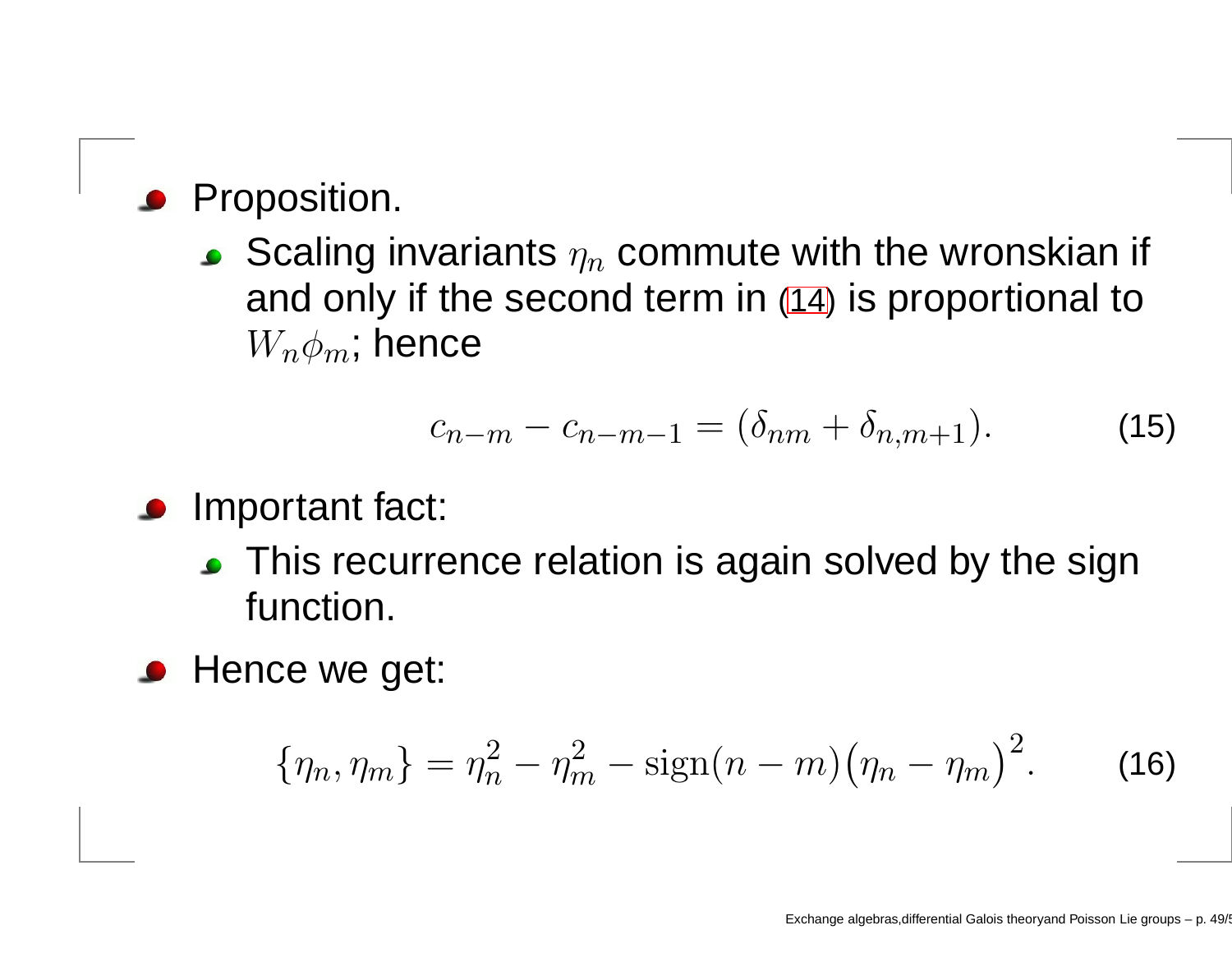- Proposition.
  - Scaling invariants $\eta_n$ commute with the wronskian if and only if the second term in (14) is proportional to $W_n\phi_m$; hence

$$c_{n-m} - c_{n-m-1} = (\delta_{nm} + \delta_{n,m+1}). \qquad (15)$$

- Important fact:
  - This recurrence relation is again solved by the sign function.
- Hence we get:

$$\{\eta_n, \eta_m\} = \eta_n^2 - \eta_m^2 - \mathrm{sign}(n-m)\big(\eta_n - \eta_m\big)^2. \qquad (16)$$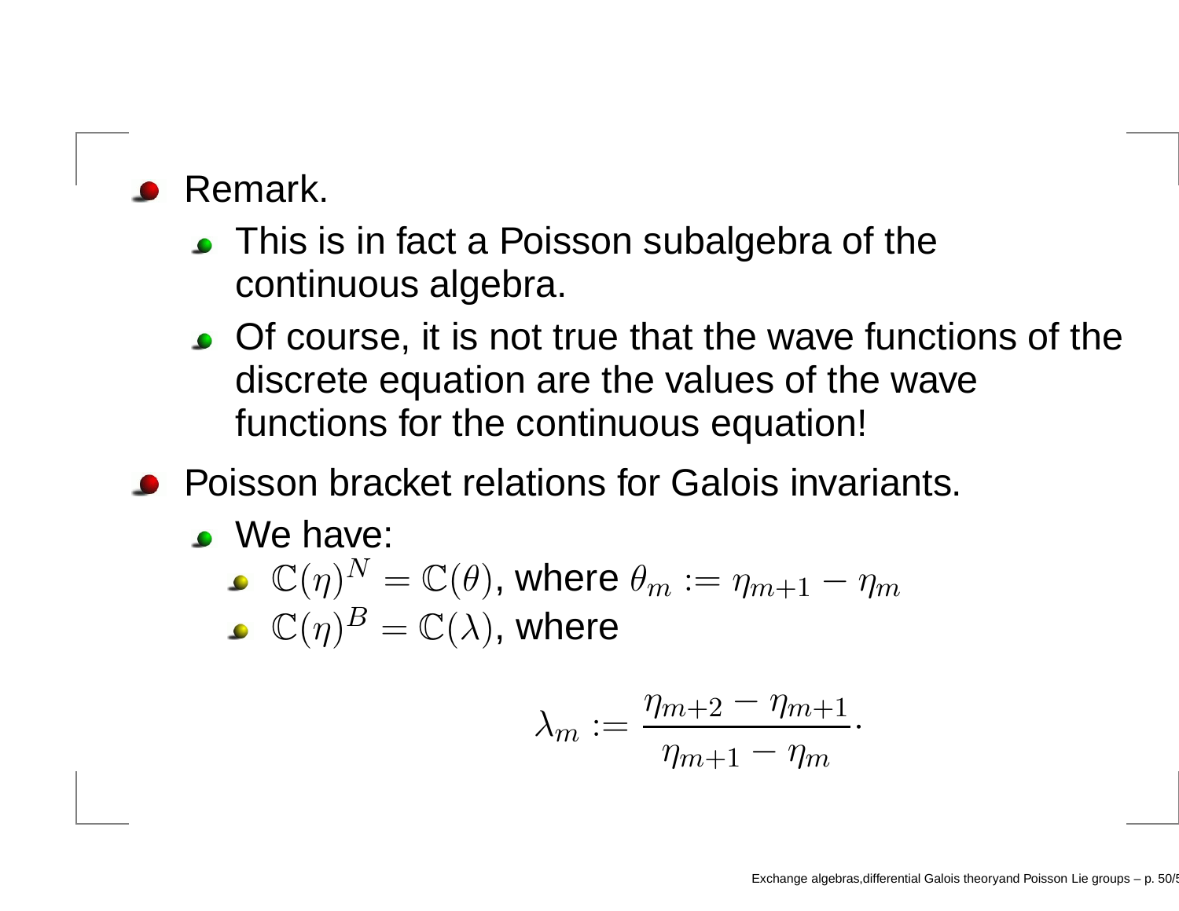- Remark.
  - This is in fact a Poisson subalgebra of the continuous algebra.
  - Of course, it is not true that the wave functions of the discrete equation are the values of the wave functions for the continuous equation!
- Poisson bracket relations for Galois invariants.
  - We have:
    - $\mathbb{C}(\eta)^N = \mathbb{C}(\theta)$, where $\theta_m := \eta_{m+1} - \eta_m$
    - $\mathbb{C}(\eta)^B = \mathbb{C}(\lambda)$, where

$$\lambda_m := \frac{\eta_{m+2} - \eta_{m+1}}{\eta_{m+1} - \eta_m}.$$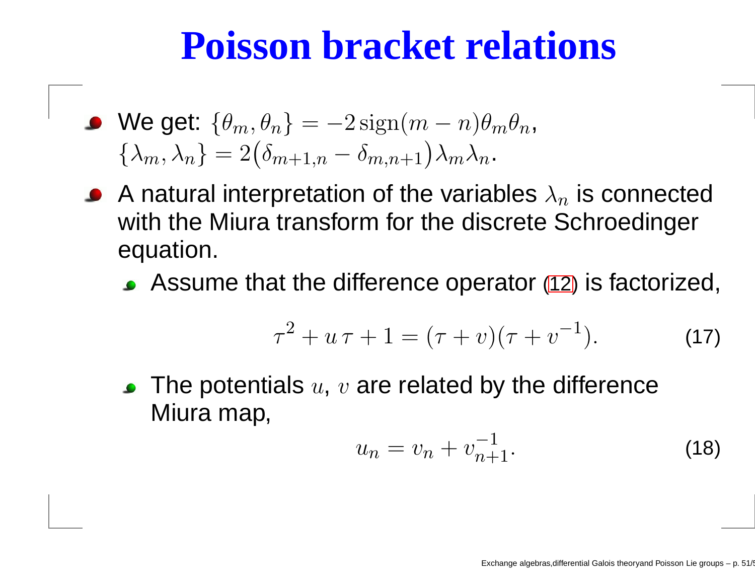# Poisson bracket relations

- We get: $\{\theta_m, \theta_n\} = -2\,\mathrm{sign}(m-n)\theta_m\theta_n$, $\{\lambda_m, \lambda_n\} = 2\big(\delta_{m+1,n} - \delta_{m,n+1}\big)\lambda_m\lambda_n$.
- A natural interpretation of the variables $\lambda_n$ is connected with the Miura transform for the discrete Schroedinger equation.
  - Assume that the difference operator (12) is factorized,

$$\tau^2 + u\,\tau + 1 = (\tau + v)(\tau + v^{-1}). \tag{17}$$

  - The potentials $u$, $v$ are related by the difference Miura map,

$$u_n = v_n + v_{n+1}^{-1}. \tag{18}$$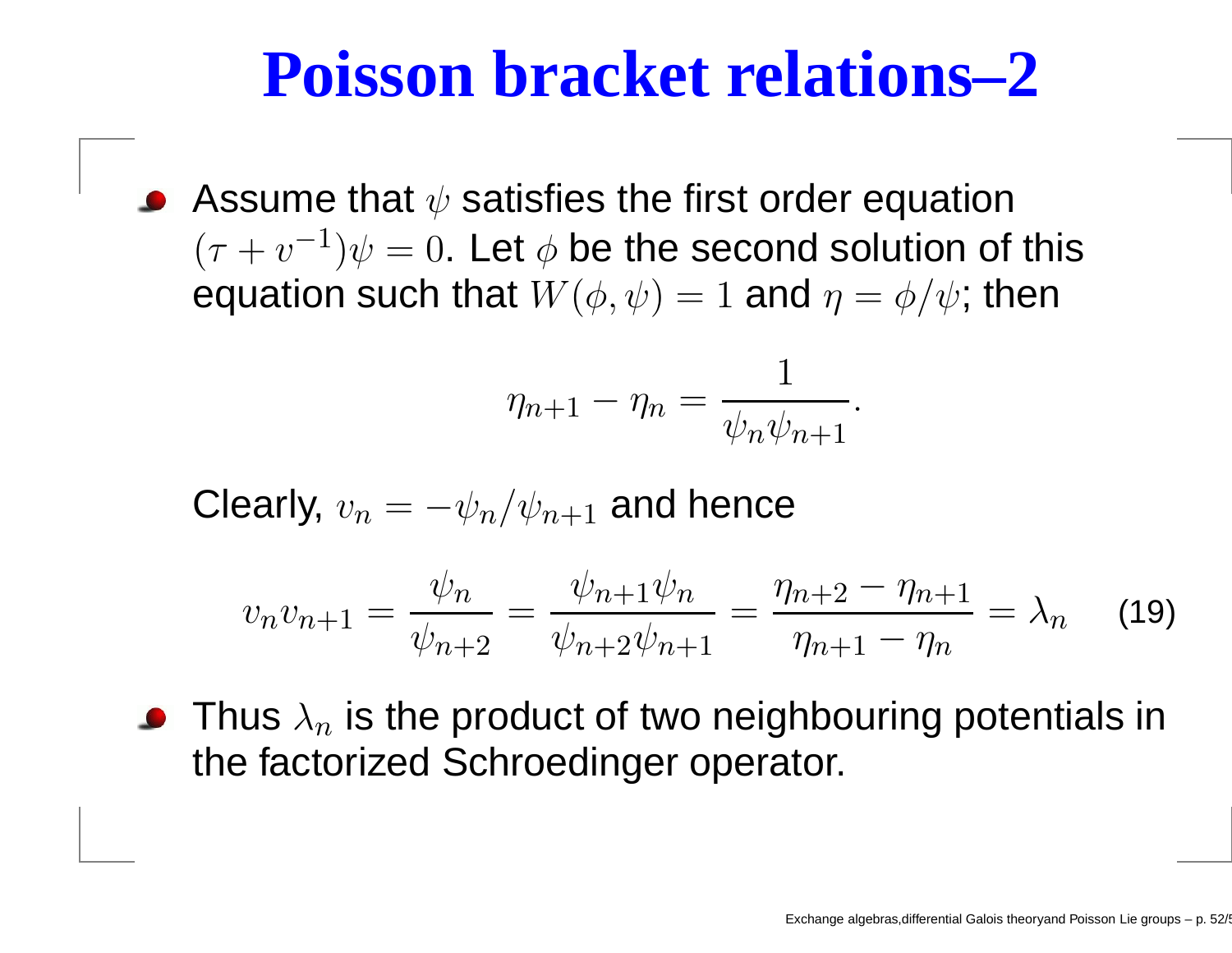# Poisson bracket relations–2

- Assume that $\psi$ satisfies the first order equation $(\tau + v^{-1})\psi = 0$. Let $\phi$ be the second solution of this equation such that $W(\phi, \psi) = 1$ and $\eta = \phi/\psi$; then

$$\eta_{n+1} - \eta_n = \frac{1}{\psi_n \psi_{n+1}}.$$

Clearly, $v_n = -\psi_n/\psi_{n+1}$ and hence

$$v_n v_{n+1} = \frac{\psi_n}{\psi_{n+2}} = \frac{\psi_{n+1}\psi_n}{\psi_{n+2}\psi_{n+1}} = \frac{\eta_{n+2} - \eta_{n+1}}{\eta_{n+1} - \eta_n} = \lambda_n \tag{19}$$

- Thus $\lambda_n$ is the product of two neighbouring potentials in the factorized Schroedinger operator.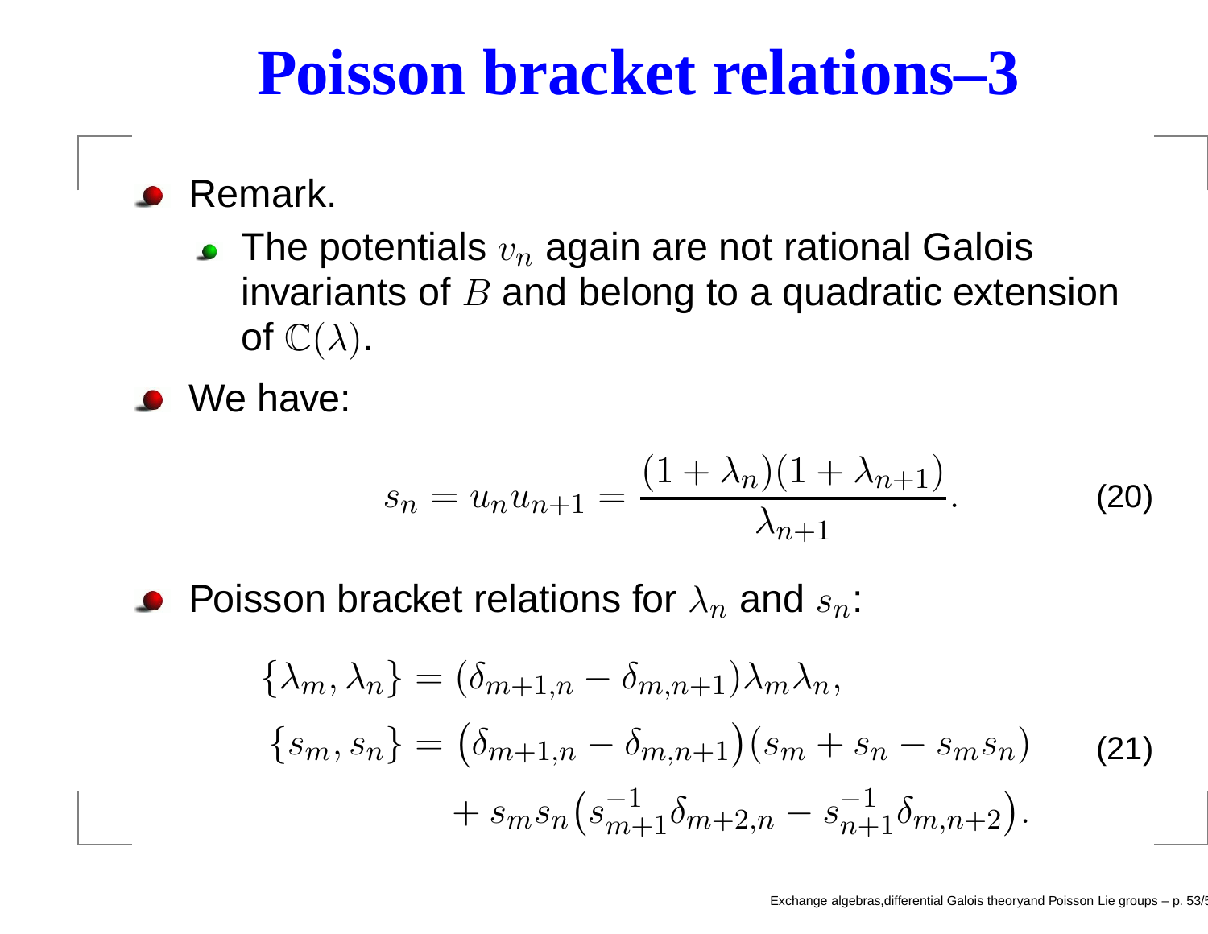# Poisson bracket relations–3

- Remark.
  - The potentials $v_n$ again are not rational Galois invariants of $B$ and belong to a quadratic extension of $\mathbb{C}(\lambda)$.
- We have:

$$s_n = u_n u_{n+1} = \frac{(1+\lambda_n)(1+\lambda_{n+1})}{\lambda_{n+1}}. \tag{20}$$

- Poisson bracket relations for $\lambda_n$ and $s_n$:

$$\begin{aligned}
\{\lambda_m, \lambda_n\} &= (\delta_{m+1,n} - \delta_{m,n+1})\lambda_m \lambda_n, \\
\{s_m, s_n\} &= \big(\delta_{m+1,n} - \delta_{m,n+1}\big)(s_m + s_n - s_m s_n) \\
&\quad + s_m s_n \big(s_{m+1}^{-1}\delta_{m+2,n} - s_{n+1}^{-1}\delta_{m,n+2}\big).
\end{aligned} \tag{21}$$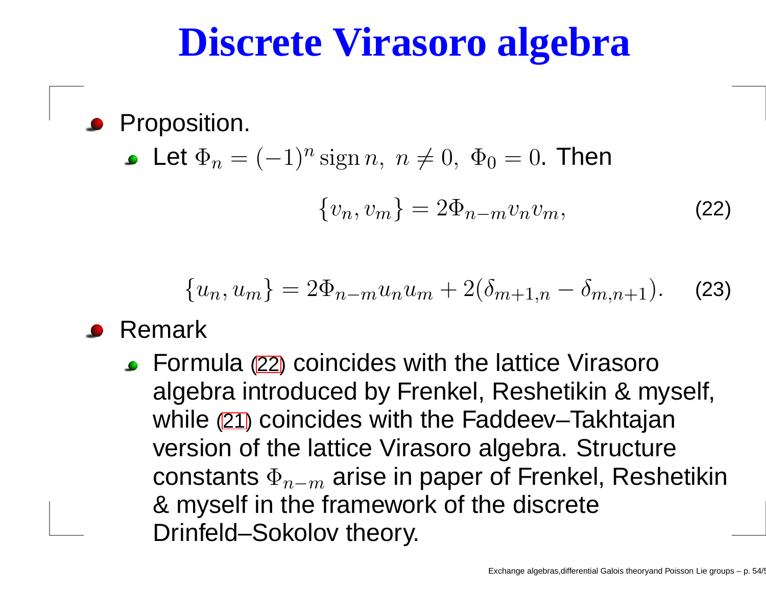# Discrete Virasoro algebra

- Proposition.
  - Let $\Phi_n = (-1)^n \operatorname{sign} n,\ n \neq 0,\ \Phi_0 = 0$. Then

$$\{v_n, v_m\} = 2\Phi_{n-m} v_n v_m, \tag{22}$$

$$\{u_n, u_m\} = 2\Phi_{n-m} u_n u_m + 2(\delta_{m+1,n} - \delta_{m,n+1}). \tag{23}$$

- Remark
  - Formula (22) coincides with the lattice Virasoro algebra introduced by Frenkel, Reshetikin & myself, while (21) coincides with the Faddeev–Takhtajan version of the lattice Virasoro algebra. Structure constants $\Phi_{n-m}$ arise in paper of Frenkel, Reshetikin & myself in the framework of the discrete Drinfeld–Sokolov theory.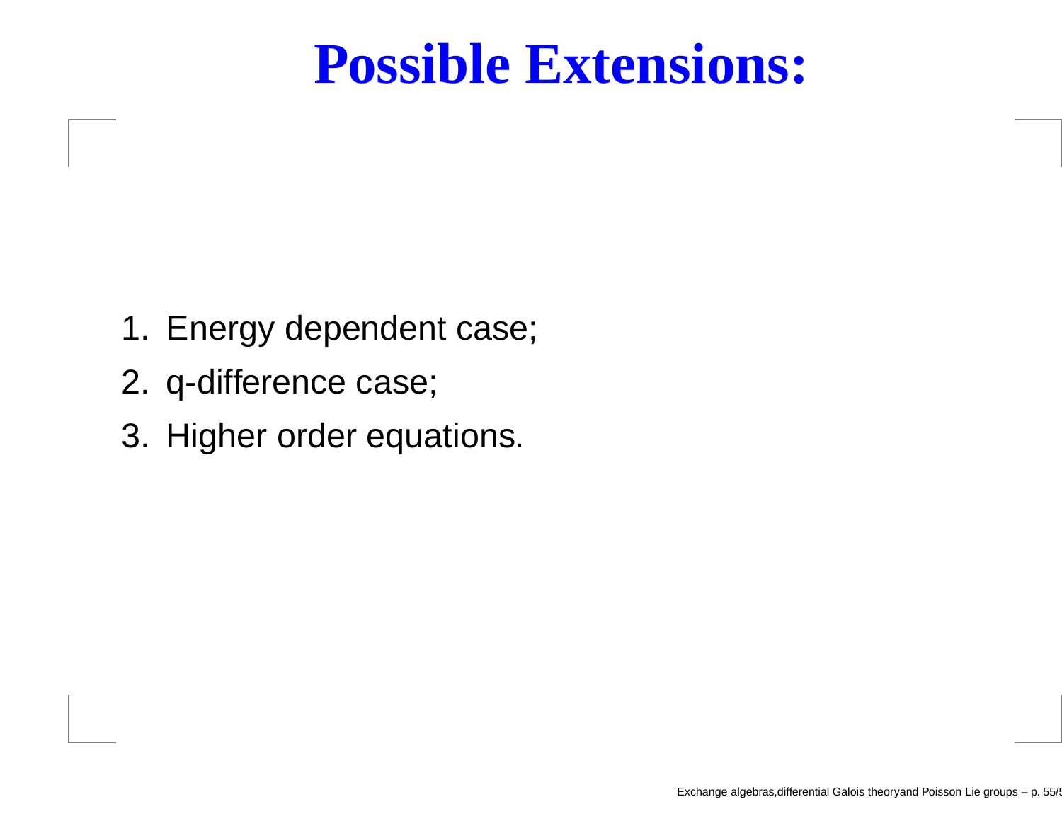# Possible Extensions:

1. Energy dependent case;
2. q-difference case;
3. Higher order equations.